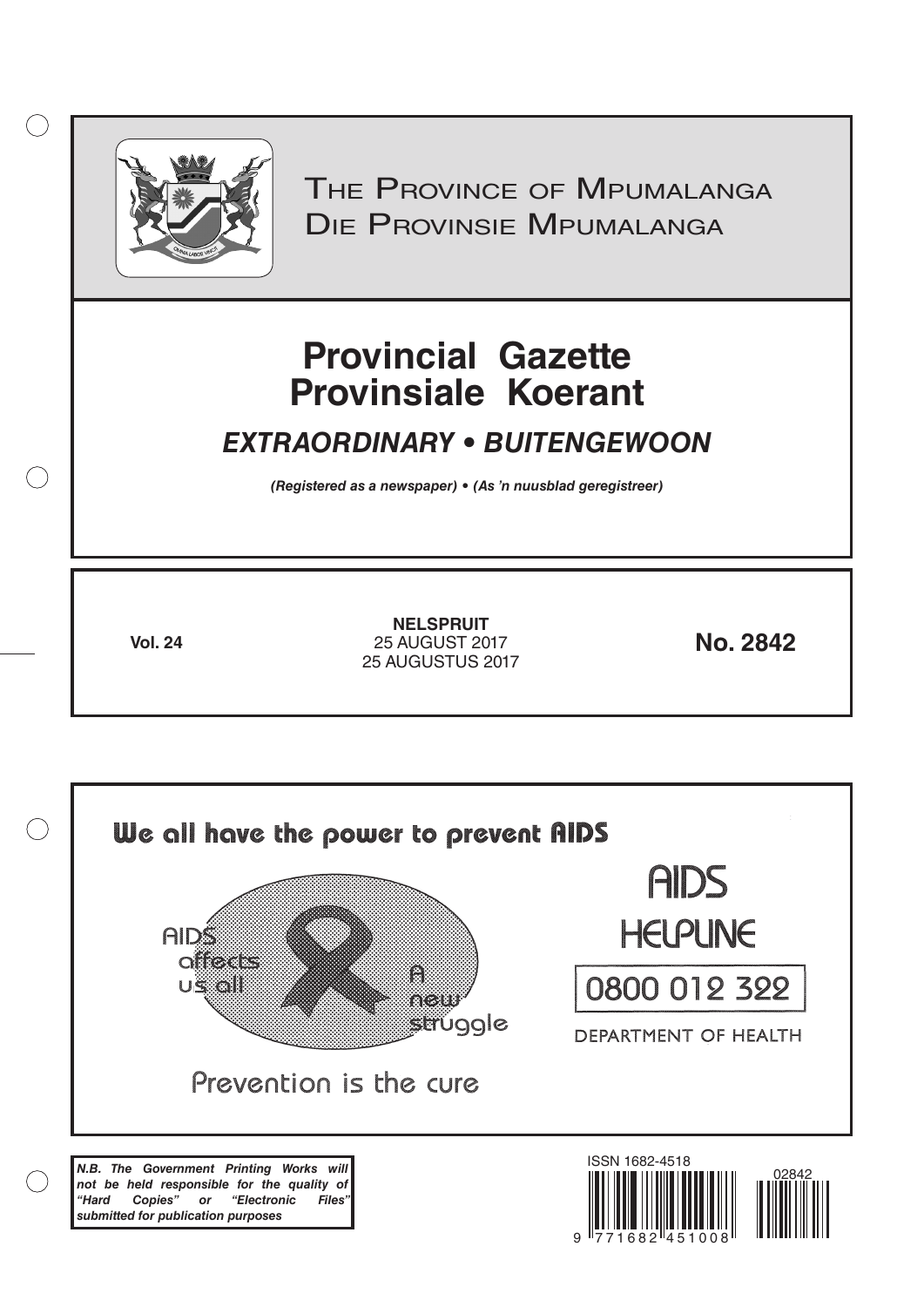# The Province of Mpumalanga
# Die Provinsie Mpumalanga

# Provincial Gazette
# Provinsiale Koerant

## *EXTRAORDINARY • BUITENGEWOON*

***(Registered as a newspaper) • (As 'n nuusblad geregistreer)***

| **Vol. 24** | **NELSPRUIT**<br>25 AUGUST 2017<br>25 AUGUSTUS 2017 | **No. 2842** |
|---|---|---|

**We all have the power to prevent AIDS**

AIDS affects us all

A new struggle

Prevention is the cure

AIDS HELPLINE

0800 012 322

DEPARTMENT OF HEALTH

***N.B. The Government Printing Works will not be held responsible for the quality of "Hard Copies" or "Electronic Files" submitted for publication purposes***

ISSN 1682-4518

02842

9 771682 451008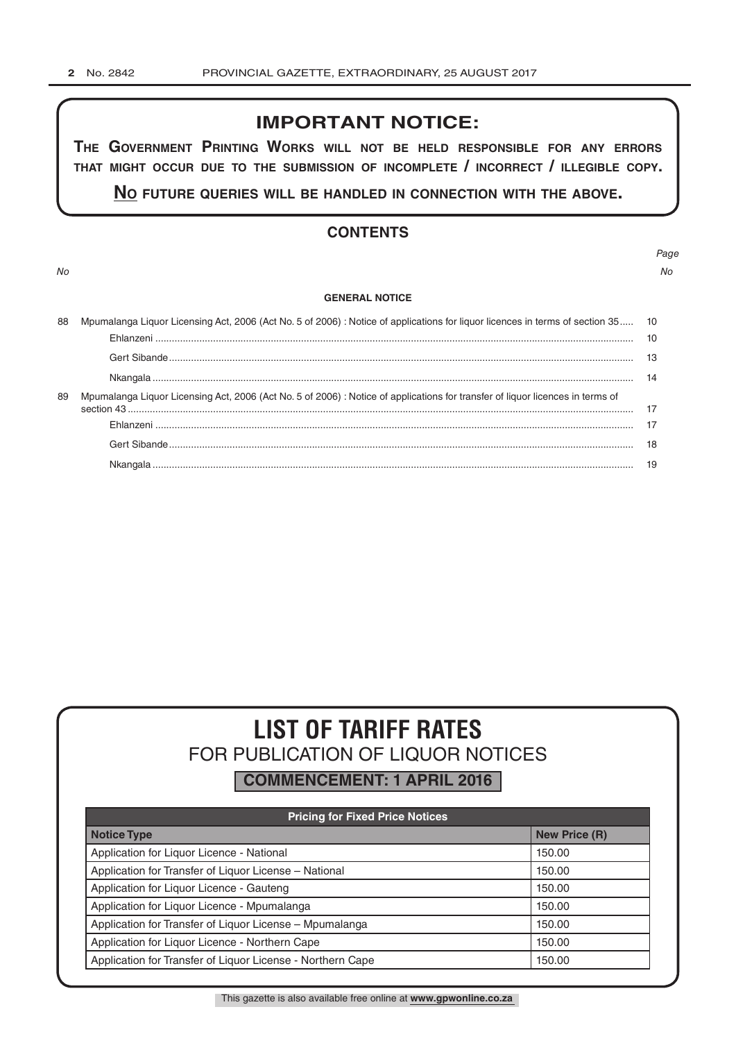## IMPORTANT NOTICE:

**THE GOVERNMENT PRINTING WORKS WILL NOT BE HELD RESPONSIBLE FOR ANY ERRORS THAT MIGHT OCCUR DUE TO THE SUBMISSION OF INCOMPLETE / INCORRECT / ILLEGIBLE COPY.**

**NO FUTURE QUERIES WILL BE HANDLED IN CONNECTION WITH THE ABOVE.**

## CONTENTS

| No | | Page No |
|---|---|---|
| | **GENERAL NOTICE** | |
| 88 | Mpumalanga Liquor Licensing Act, 2006 (Act No. 5 of 2006) : Notice of applications for liquor licences in terms of section 35 | 10 |
| | Ehlanzeni | 10 |
| | Gert Sibande | 13 |
| | Nkangala | 14 |
| 89 | Mpumalanga Liquor Licensing Act, 2006 (Act No. 5 of 2006) : Notice of applications for transfer of liquor licences in terms of section 43 | 17 |
| | Ehlanzeni | 17 |
| | Gert Sibande | 18 |
| | Nkangala | 19 |

# LIST OF TARIFF RATES

## FOR PUBLICATION OF LIQUOR NOTICES

**COMMENCEMENT: 1 APRIL 2016**

| Pricing for Fixed Price Notices | |
|---|---|
| **Notice Type** | **New Price (R)** |
| Application for Liquor Licence - National | 150.00 |
| Application for Transfer of Liquor License – National | 150.00 |
| Application for Liquor Licence - Gauteng | 150.00 |
| Application for Liquor Licence - Mpumalanga | 150.00 |
| Application for Transfer of Liquor License – Mpumalanga | 150.00 |
| Application for Liquor Licence - Northern Cape | 150.00 |
| Application for Transfer of Liquor License - Northern Cape | 150.00 |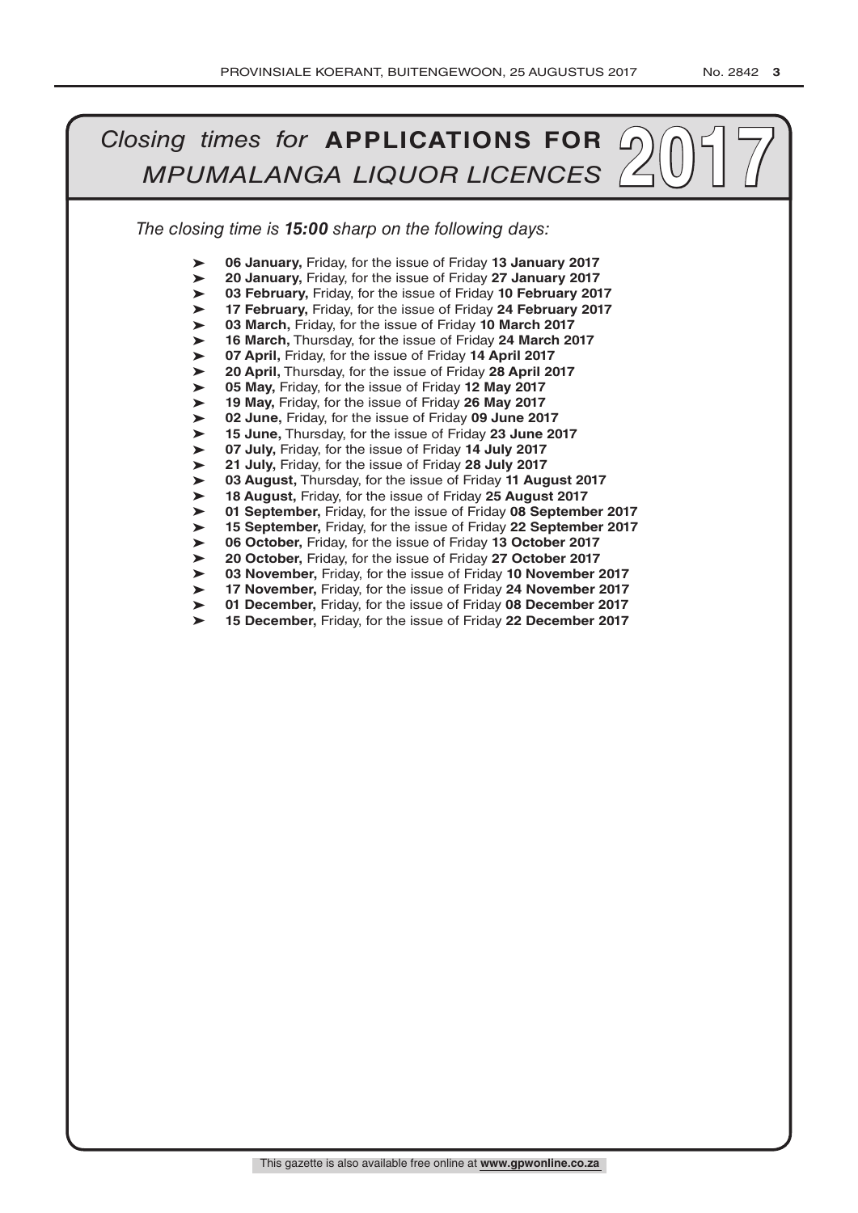# *Closing times for* **APPLICATIONS FOR** *MPUMALANGA LIQUOR LICENCES* 2017

*The closing time is* ***15:00*** *sharp on the following days:*

- **06 January,** Friday, for the issue of Friday **13 January 2017**
- **20 January,** Friday, for the issue of Friday **27 January 2017**
- **03 February,** Friday, for the issue of Friday **10 February 2017**
- **17 February,** Friday, for the issue of Friday **24 February 2017**
- **03 March,** Friday, for the issue of Friday **10 March 2017**
- **16 March,** Thursday, for the issue of Friday **24 March 2017**
- **07 April,** Friday, for the issue of Friday **14 April 2017**
- **20 April,** Thursday, for the issue of Friday **28 April 2017**
- **05 May,** Friday, for the issue of Friday **12 May 2017**
- **19 May,** Friday, for the issue of Friday **26 May 2017**
- **02 June,** Friday, for the issue of Friday **09 June 2017**
- **15 June,** Thursday, for the issue of Friday **23 June 2017**
- **07 July,** Friday, for the issue of Friday **14 July 2017**
- **21 July,** Friday, for the issue of Friday **28 July 2017**
- **03 August,** Thursday, for the issue of Friday **11 August 2017**
- **18 August,** Friday, for the issue of Friday **25 August 2017**
- **01 September,** Friday, for the issue of Friday **08 September 2017**
- **15 September,** Friday, for the issue of Friday **22 September 2017**
- **06 October,** Friday, for the issue of Friday **13 October 2017**
- **20 October,** Friday, for the issue of Friday **27 October 2017**
- **03 November,** Friday, for the issue of Friday **10 November 2017**
- **17 November,** Friday, for the issue of Friday **24 November 2017**
- **01 December,** Friday, for the issue of Friday **08 December 2017**
- **15 December,** Friday, for the issue of Friday **22 December 2017**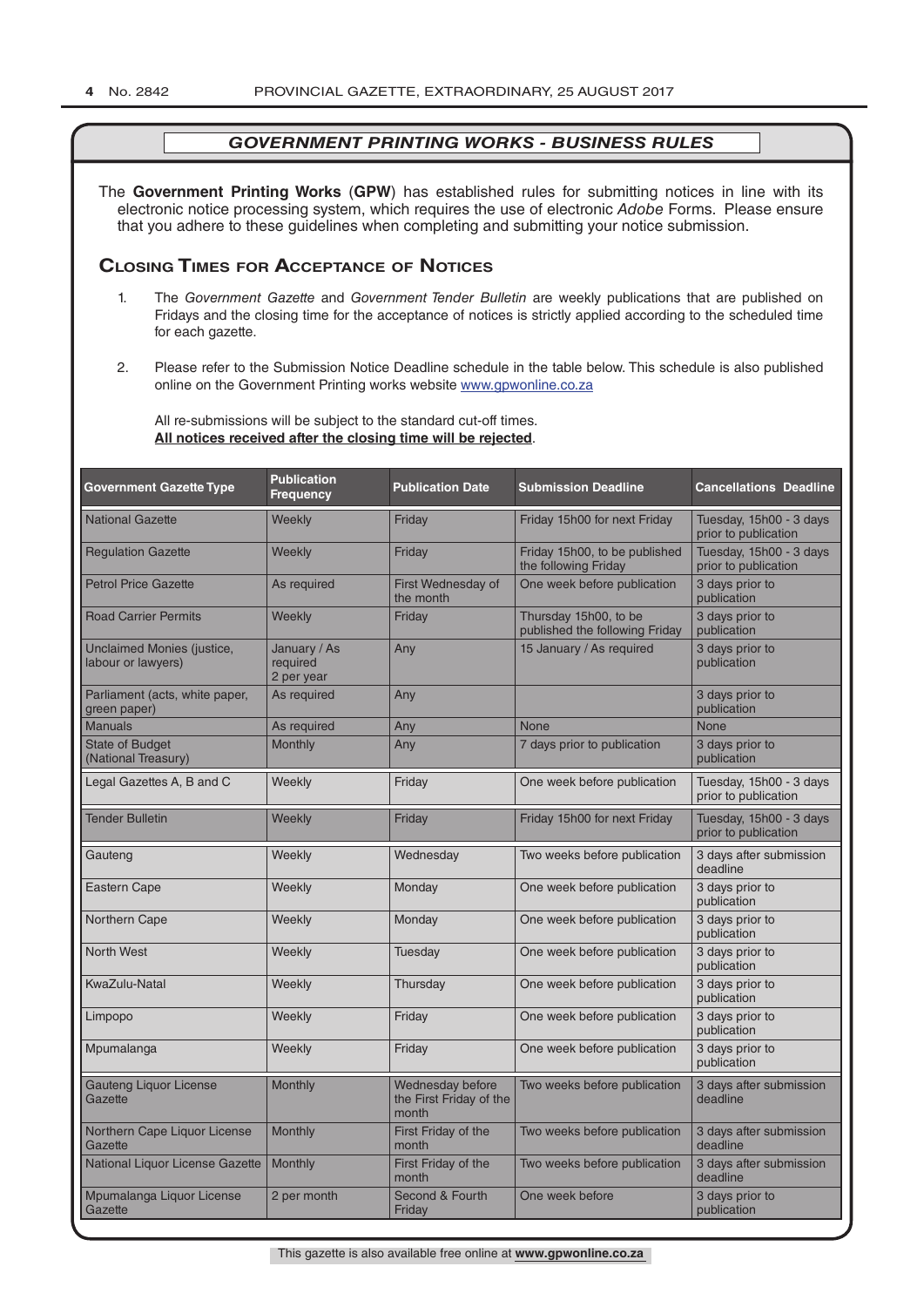## *GOVERNMENT PRINTING WORKS - BUSINESS RULES*

The **Government Printing Works** (**GPW**) has established rules for submitting notices in line with its electronic notice processing system, which requires the use of electronic *Adobe* Forms. Please ensure that you adhere to these guidelines when completing and submitting your notice submission.

### Closing Times for Acceptance of Notices

1. The *Government Gazette* and *Government Tender Bulletin* are weekly publications that are published on Fridays and the closing time for the acceptance of notices is strictly applied according to the scheduled time for each gazette.

2. Please refer to the Submission Notice Deadline schedule in the table below. This schedule is also published online on the Government Printing works website www.gpwonline.co.za

   All re-submissions will be subject to the standard cut-off times.
   **All notices received after the closing time will be rejected**.

| Government Gazette Type | Publication Frequency | Publication Date | Submission Deadline | Cancellations Deadline |
|---|---|---|---|---|
| National Gazette | Weekly | Friday | Friday 15h00 for next Friday | Tuesday, 15h00 - 3 days prior to publication |
| Regulation Gazette | Weekly | Friday | Friday 15h00, to be published the following Friday | Tuesday, 15h00 - 3 days prior to publication |
| Petrol Price Gazette | As required | First Wednesday of the month | One week before publication | 3 days prior to publication |
| Road Carrier Permits | Weekly | Friday | Thursday 15h00, to be published the following Friday | 3 days prior to publication |
| Unclaimed Monies (justice, labour or lawyers) | January / As required 2 per year | Any | 15 January / As required | 3 days prior to publication |
| Parliament (acts, white paper, green paper) | As required | Any | | 3 days prior to publication |
| Manuals | As required | Any | None | None |
| State of Budget (National Treasury) | Monthly | Any | 7 days prior to publication | 3 days prior to publication |
| Legal Gazettes A, B and C | Weekly | Friday | One week before publication | Tuesday, 15h00 - 3 days prior to publication |
| Tender Bulletin | Weekly | Friday | Friday 15h00 for next Friday | Tuesday, 15h00 - 3 days prior to publication |
| Gauteng | Weekly | Wednesday | Two weeks before publication | 3 days after submission deadline |
| Eastern Cape | Weekly | Monday | One week before publication | 3 days prior to publication |
| Northern Cape | Weekly | Monday | One week before publication | 3 days prior to publication |
| North West | Weekly | Tuesday | One week before publication | 3 days prior to publication |
| KwaZulu-Natal | Weekly | Thursday | One week before publication | 3 days prior to publication |
| Limpopo | Weekly | Friday | One week before publication | 3 days prior to publication |
| Mpumalanga | Weekly | Friday | One week before publication | 3 days prior to publication |
| Gauteng Liquor License Gazette | Monthly | Wednesday before the First Friday of the month | Two weeks before publication | 3 days after submission deadline |
| Northern Cape Liquor License Gazette | Monthly | First Friday of the month | Two weeks before publication | 3 days after submission deadline |
| National Liquor License Gazette | Monthly | First Friday of the month | Two weeks before publication | 3 days after submission deadline |
| Mpumalanga Liquor License Gazette | 2 per month | Second & Fourth Friday | One week before | 3 days prior to publication |

This gazette is also available free online at **www.gpwonline.co.za**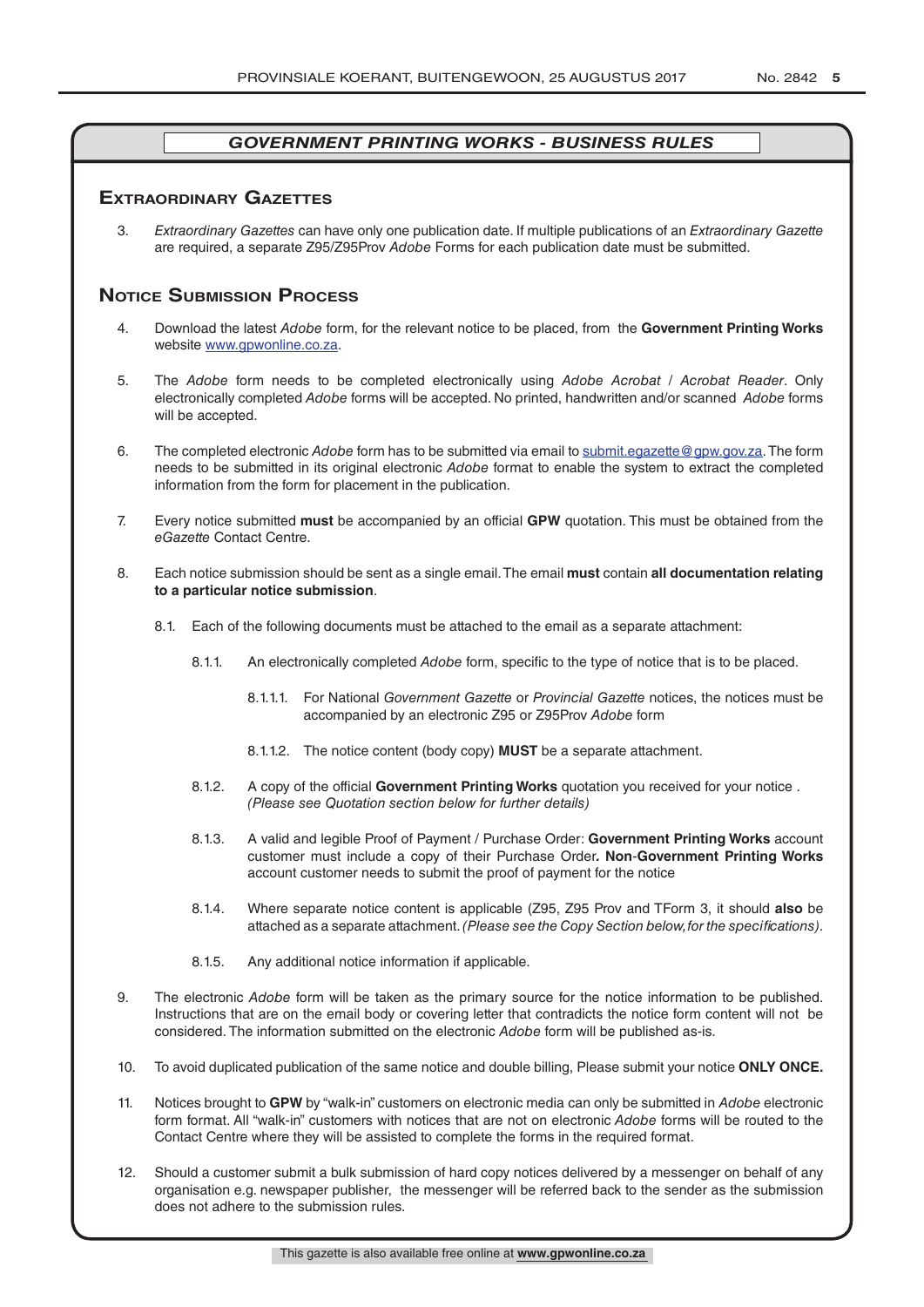## *GOVERNMENT PRINTING WORKS - BUSINESS RULES*

### Extraordinary Gazettes

3. *Extraordinary Gazettes* can have only one publication date. If multiple publications of an *Extraordinary Gazette* are required, a separate Z95/Z95Prov *Adobe* Forms for each publication date must be submitted.

### Notice Submission Process

4. Download the latest *Adobe* form, for the relevant notice to be placed, from the **Government Printing Works** website www.gpwonline.co.za.

5. The *Adobe* form needs to be completed electronically using *Adobe Acrobat* / *Acrobat Reader*. Only electronically completed *Adobe* forms will be accepted. No printed, handwritten and/or scanned *Adobe* forms will be accepted.

6. The completed electronic *Adobe* form has to be submitted via email to submit.egazette@gpw.gov.za. The form needs to be submitted in its original electronic *Adobe* format to enable the system to extract the completed information from the form for placement in the publication.

7. Every notice submitted **must** be accompanied by an official **GPW** quotation. This must be obtained from the *eGazette* Contact Centre.

8. Each notice submission should be sent as a single email. The email **must** contain **all documentation relating to a particular notice submission**.

   8.1. Each of the following documents must be attached to the email as a separate attachment:

   8.1.1. An electronically completed *Adobe* form, specific to the type of notice that is to be placed.

   8.1.1.1. For National *Government Gazette* or *Provincial Gazette* notices, the notices must be accompanied by an electronic Z95 or Z95Prov *Adobe* form

   8.1.1.2. The notice content (body copy) **MUST** be a separate attachment.

   8.1.2. A copy of the official **Government Printing Works** quotation you received for your notice . *(Please see Quotation section below for further details)*

   8.1.3. A valid and legible Proof of Payment / Purchase Order: **Government Printing Works** account customer must include a copy of their Purchase Order**. Non**-**Government Printing Works** account customer needs to submit the proof of payment for the notice

   8.1.4. Where separate notice content is applicable (Z95, Z95 Prov and TForm 3, it should **also** be attached as a separate attachment. *(Please see the Copy Section below, for the specifications)*.

   8.1.5. Any additional notice information if applicable.

9. The electronic *Adobe* form will be taken as the primary source for the notice information to be published. Instructions that are on the email body or covering letter that contradicts the notice form content will not be considered. The information submitted on the electronic *Adobe* form will be published as-is.

10. To avoid duplicated publication of the same notice and double billing, Please submit your notice **ONLY ONCE.**

11. Notices brought to **GPW** by "walk-in" customers on electronic media can only be submitted in *Adobe* electronic form format. All "walk-in" customers with notices that are not on electronic *Adobe* forms will be routed to the Contact Centre where they will be assisted to complete the forms in the required format.

12. Should a customer submit a bulk submission of hard copy notices delivered by a messenger on behalf of any organisation e.g. newspaper publisher, the messenger will be referred back to the sender as the submission does not adhere to the submission rules.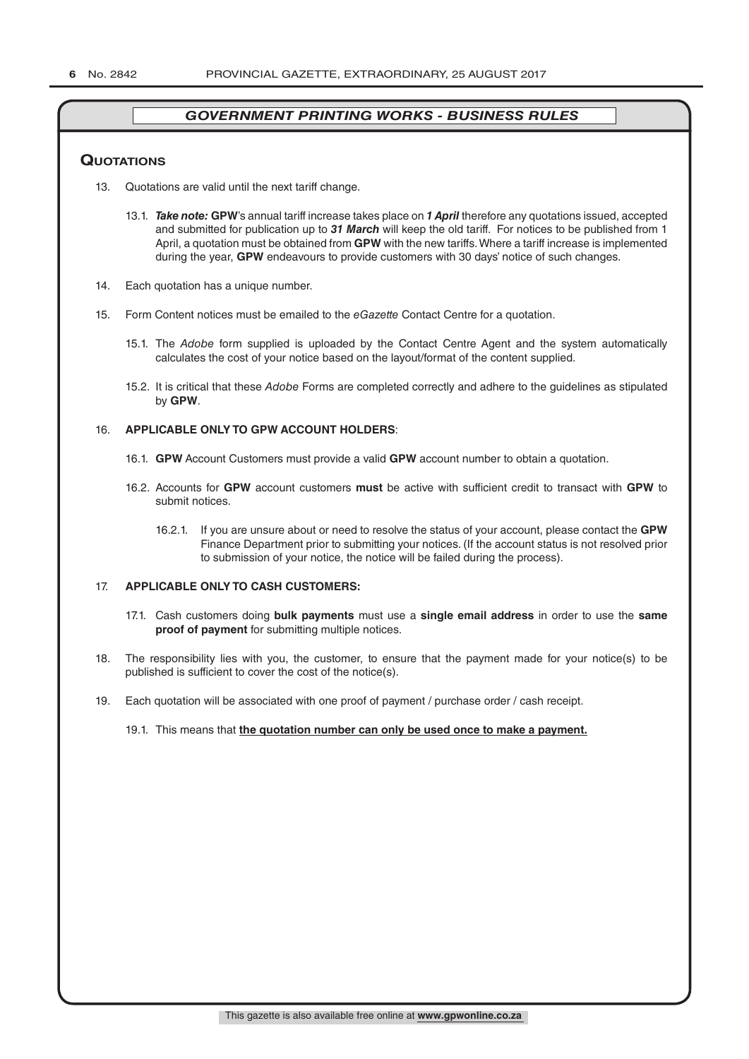## *GOVERNMENT PRINTING WORKS - BUSINESS RULES*

### Quotations

13. Quotations are valid until the next tariff change.

    13.1. ***Take note:*** **GPW**'s annual tariff increase takes place on ***1 April*** therefore any quotations issued, accepted and submitted for publication up to ***31 March*** will keep the old tariff. For notices to be published from 1 April, a quotation must be obtained from **GPW** with the new tariffs. Where a tariff increase is implemented during the year, **GPW** endeavours to provide customers with 30 days' notice of such changes.

14. Each quotation has a unique number.

15. Form Content notices must be emailed to the *eGazette* Contact Centre for a quotation.

    15.1. The *Adobe* form supplied is uploaded by the Contact Centre Agent and the system automatically calculates the cost of your notice based on the layout/format of the content supplied.

    15.2. It is critical that these *Adobe* Forms are completed correctly and adhere to the guidelines as stipulated by **GPW**.

16. **APPLICABLE ONLY TO GPW ACCOUNT HOLDERS**:

    16.1. **GPW** Account Customers must provide a valid **GPW** account number to obtain a quotation.

    16.2. Accounts for **GPW** account customers **must** be active with sufficient credit to transact with **GPW** to submit notices.

    16.2.1. If you are unsure about or need to resolve the status of your account, please contact the **GPW** Finance Department prior to submitting your notices. (If the account status is not resolved prior to submission of your notice, the notice will be failed during the process).

17. **APPLICABLE ONLY TO CASH CUSTOMERS:**

    17.1. Cash customers doing **bulk payments** must use a **single email address** in order to use the **same proof of payment** for submitting multiple notices.

18. The responsibility lies with you, the customer, to ensure that the payment made for your notice(s) to be published is sufficient to cover the cost of the notice(s).

19. Each quotation will be associated with one proof of payment / purchase order / cash receipt.

    19.1. This means that **the quotation number can only be used once to make a payment.**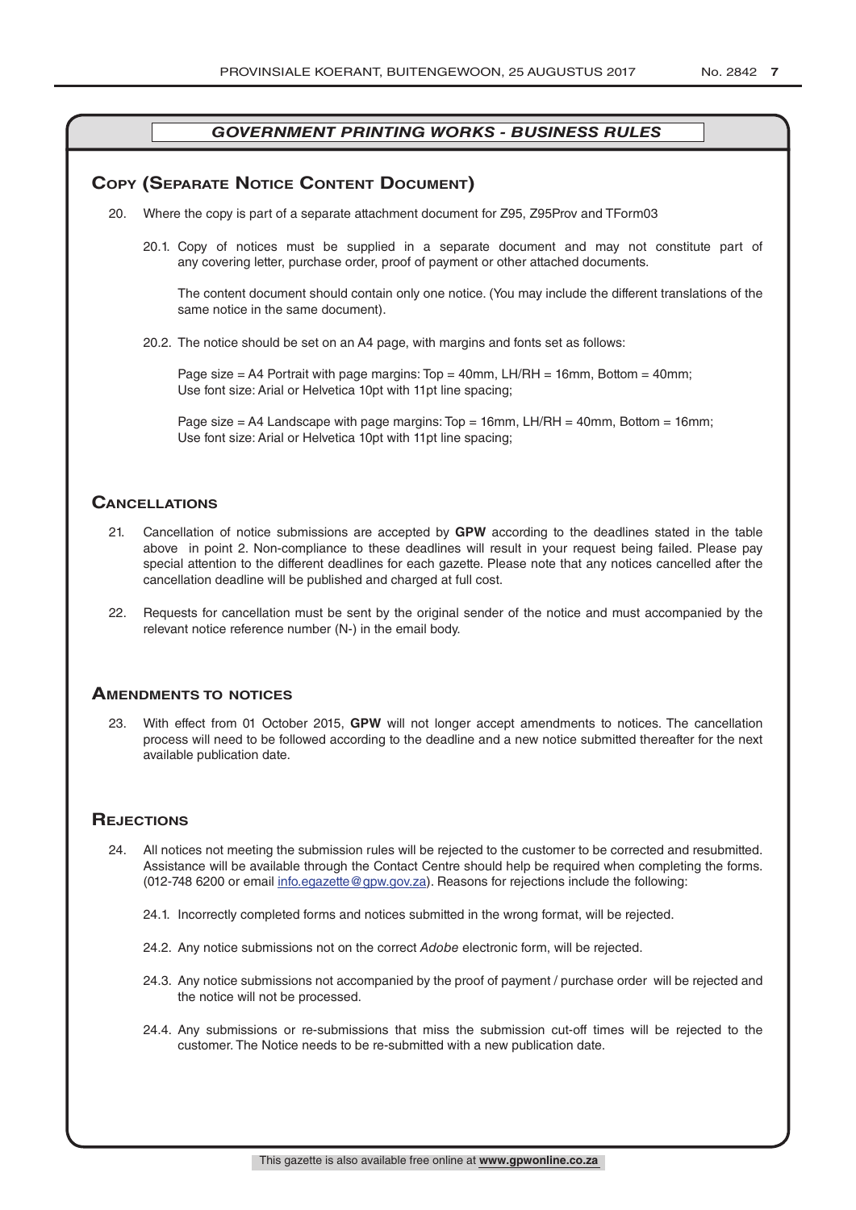## *GOVERNMENT PRINTING WORKS - BUSINESS RULES*

### Copy (Separate Notice Content Document)

20. Where the copy is part of a separate attachment document for Z95, Z95Prov and TForm03

    20.1. Copy of notices must be supplied in a separate document and may not constitute part of any covering letter, purchase order, proof of payment or other attached documents.

    The content document should contain only one notice. (You may include the different translations of the same notice in the same document).

    20.2. The notice should be set on an A4 page, with margins and fonts set as follows:

    Page size = A4 Portrait with page margins: Top = 40mm, LH/RH = 16mm, Bottom = 40mm;
    Use font size: Arial or Helvetica 10pt with 11pt line spacing;

    Page size = A4 Landscape with page margins: Top = 16mm, LH/RH = 40mm, Bottom = 16mm;
    Use font size: Arial or Helvetica 10pt with 11pt line spacing;

### Cancellations

21. Cancellation of notice submissions are accepted by **GPW** according to the deadlines stated in the table above in point 2. Non-compliance to these deadlines will result in your request being failed. Please pay special attention to the different deadlines for each gazette. Please note that any notices cancelled after the cancellation deadline will be published and charged at full cost.

22. Requests for cancellation must be sent by the original sender of the notice and must accompanied by the relevant notice reference number (N-) in the email body.

### Amendments to notices

23. With effect from 01 October 2015, **GPW** will not longer accept amendments to notices. The cancellation process will need to be followed according to the deadline and a new notice submitted thereafter for the next available publication date.

### Rejections

24. All notices not meeting the submission rules will be rejected to the customer to be corrected and resubmitted. Assistance will be available through the Contact Centre should help be required when completing the forms. (012-748 6200 or email info.egazette@gpw.gov.za). Reasons for rejections include the following:

    24.1. Incorrectly completed forms and notices submitted in the wrong format, will be rejected.

    24.2. Any notice submissions not on the correct *Adobe* electronic form, will be rejected.

    24.3. Any notice submissions not accompanied by the proof of payment / purchase order will be rejected and the notice will not be processed.

    24.4. Any submissions or re-submissions that miss the submission cut-off times will be rejected to the customer. The Notice needs to be re-submitted with a new publication date.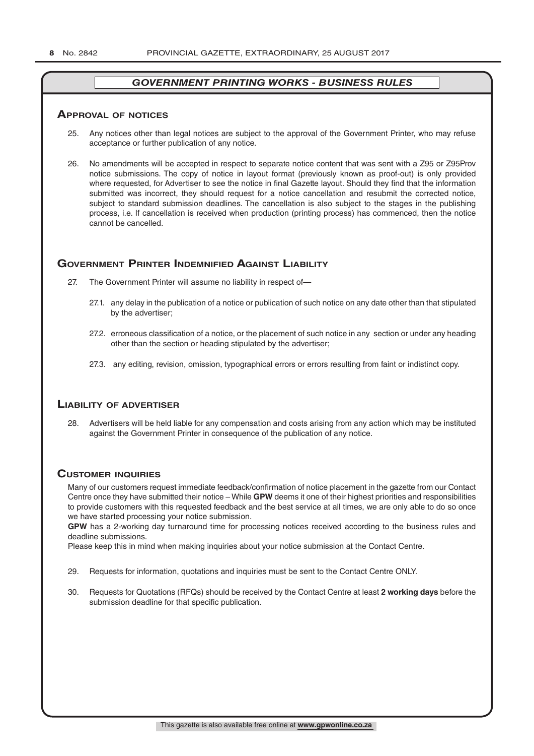## GOVERNMENT PRINTING WORKS - BUSINESS RULES

### Approval of notices

25. Any notices other than legal notices are subject to the approval of the Government Printer, who may refuse acceptance or further publication of any notice.

26. No amendments will be accepted in respect to separate notice content that was sent with a Z95 or Z95Prov notice submissions. The copy of notice in layout format (previously known as proof-out) is only provided where requested, for Advertiser to see the notice in final Gazette layout. Should they find that the information submitted was incorrect, they should request for a notice cancellation and resubmit the corrected notice, subject to standard submission deadlines. The cancellation is also subject to the stages in the publishing process, i.e. If cancellation is received when production (printing process) has commenced, then the notice cannot be cancelled.

### Government Printer Indemnified Against Liability

27. The Government Printer will assume no liability in respect of—

    27.1. any delay in the publication of a notice or publication of such notice on any date other than that stipulated by the advertiser;

    27.2. erroneous classification of a notice, or the placement of such notice in any section or under any heading other than the section or heading stipulated by the advertiser;

    27.3. any editing, revision, omission, typographical errors or errors resulting from faint or indistinct copy.

### Liability of advertiser

28. Advertisers will be held liable for any compensation and costs arising from any action which may be instituted against the Government Printer in consequence of the publication of any notice.

### Customer inquiries

Many of our customers request immediate feedback/confirmation of notice placement in the gazette from our Contact Centre once they have submitted their notice – While **GPW** deems it one of their highest priorities and responsibilities to provide customers with this requested feedback and the best service at all times, we are only able to do so once we have started processing your notice submission.

**GPW** has a 2-working day turnaround time for processing notices received according to the business rules and deadline submissions.

Please keep this in mind when making inquiries about your notice submission at the Contact Centre.

29. Requests for information, quotations and inquiries must be sent to the Contact Centre ONLY.

30. Requests for Quotations (RFQs) should be received by the Contact Centre at least **2 working days** before the submission deadline for that specific publication.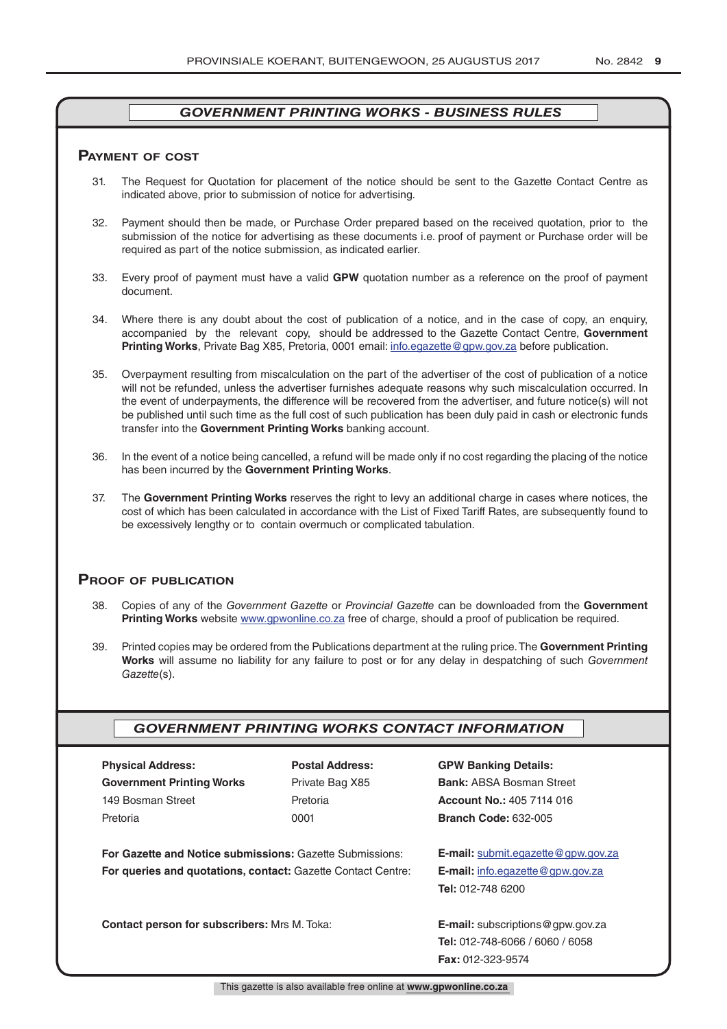## *GOVERNMENT PRINTING WORKS - BUSINESS RULES*

### Payment of cost

31. The Request for Quotation for placement of the notice should be sent to the Gazette Contact Centre as indicated above, prior to submission of notice for advertising.

32. Payment should then be made, or Purchase Order prepared based on the received quotation, prior to the submission of the notice for advertising as these documents i.e. proof of payment or Purchase order will be required as part of the notice submission, as indicated earlier.

33. Every proof of payment must have a valid **GPW** quotation number as a reference on the proof of payment document.

34. Where there is any doubt about the cost of publication of a notice, and in the case of copy, an enquiry, accompanied by the relevant copy, should be addressed to the Gazette Contact Centre, **Government Printing Works**, Private Bag X85, Pretoria, 0001 email: info.egazette@gpw.gov.za before publication.

35. Overpayment resulting from miscalculation on the part of the advertiser of the cost of publication of a notice will not be refunded, unless the advertiser furnishes adequate reasons why such miscalculation occurred. In the event of underpayments, the difference will be recovered from the advertiser, and future notice(s) will not be published until such time as the full cost of such publication has been duly paid in cash or electronic funds transfer into the **Government Printing Works** banking account.

36. In the event of a notice being cancelled, a refund will be made only if no cost regarding the placing of the notice has been incurred by the **Government Printing Works**.

37. The **Government Printing Works** reserves the right to levy an additional charge in cases where notices, the cost of which has been calculated in accordance with the List of Fixed Tariff Rates, are subsequently found to be excessively lengthy or to contain overmuch or complicated tabulation.

### Proof of publication

38. Copies of any of the *Government Gazette* or *Provincial Gazette* can be downloaded from the **Government Printing Works** website www.gpwonline.co.za free of charge, should a proof of publication be required.

39. Printed copies may be ordered from the Publications department at the ruling price. The **Government Printing Works** will assume no liability for any failure to post or for any delay in despatching of such *Government Gazette*(s).

## *GOVERNMENT PRINTING WORKS CONTACT INFORMATION*

| **Physical Address:** | **Postal Address:** | **GPW Banking Details:** |
|---|---|---|
| **Government Printing Works** | Private Bag X85 | **Bank:** ABSA Bosman Street |
| 149 Bosman Street | Pretoria | **Account No.:** 405 7114 016 |
| Pretoria | 0001 | **Branch Code:** 632-005 |

**For Gazette and Notice submissions:** Gazette Submissions: **E-mail:** submit.egazette@gpw.gov.za

**For queries and quotations, contact:** Gazette Contact Centre: **E-mail:** info.egazette@gpw.gov.za
**Tel:** 012-748 6200

**Contact person for subscribers:** Mrs M. Toka: **E-mail:** subscriptions@gpw.gov.za
**Tel:** 012-748-6066 / 6060 / 6058
**Fax:** 012-323-9574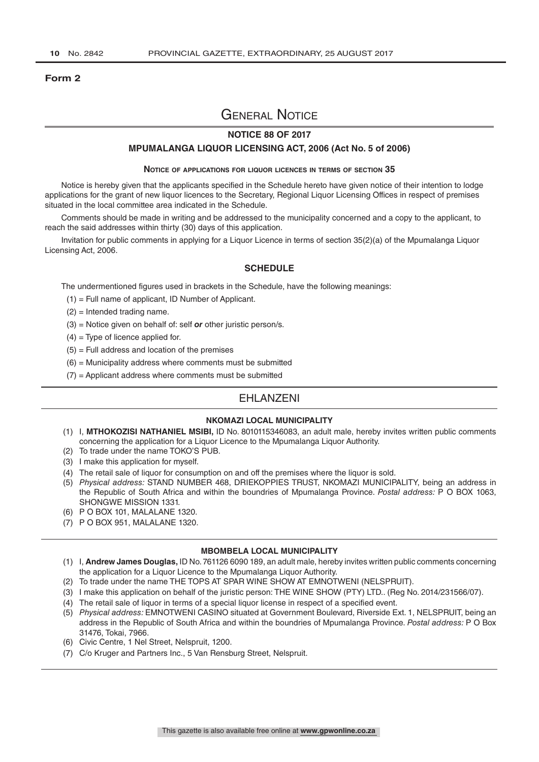**Form 2**

# General Notice

## NOTICE 88 OF 2017

## MPUMALANGA LIQUOR LICENSING ACT, 2006 (Act No. 5 of 2006)

### Notice of applications for liquor licences in terms of section 35

Notice is hereby given that the applicants specified in the Schedule hereto have given notice of their intention to lodge applications for the grant of new liquor licences to the Secretary, Regional Liquor Licensing Offices in respect of premises situated in the local committee area indicated in the Schedule.

Comments should be made in writing and be addressed to the municipality concerned and a copy to the applicant, to reach the said addresses within thirty (30) days of this application.

Invitation for public comments in applying for a Liquor Licence in terms of section 35(2)(a) of the Mpumalanga Liquor Licensing Act, 2006.

### SCHEDULE

The undermentioned figures used in brackets in the Schedule, have the following meanings:

(1) = Full name of applicant, ID Number of Applicant.

(2) = Intended trading name.

(3) = Notice given on behalf of: self *or* other juristic person/s.

(4) = Type of licence applied for.

(5) = Full address and location of the premises

(6) = Municipality address where comments must be submitted

(7) = Applicant address where comments must be submitted

## EHLANZENI

### NKOMAZI LOCAL MUNICIPALITY

(1) I, **MTHOKOZISI NATHANIEL MSIBI,** ID No. 8010115346083, an adult male, hereby invites written public comments concerning the application for a Liquor Licence to the Mpumalanga Liquor Authority.

(2) To trade under the name TOKO'S PUB.

(3) I make this application for myself.

(4) The retail sale of liquor for consumption on and off the premises where the liquor is sold.

(5) *Physical address:* STAND NUMBER 468, DRIEKOPPIES TRUST, NKOMAZI MUNICIPALITY, being an address in the Republic of South Africa and within the boundries of Mpumalanga Province. *Postal address:* P O BOX 1063, SHONGWE MISSION 1331.

(6) P O BOX 101, MALALANE 1320.

(7) P O BOX 951, MALALANE 1320.

### MBOMBELA LOCAL MUNICIPALITY

(1) I, **Andrew James Douglas,** ID No. 761126 6090 189, an adult male, hereby invites written public comments concerning the application for a Liquor Licence to the Mpumalanga Liquor Authority.

(2) To trade under the name THE TOPS AT SPAR WINE SHOW AT EMNOTWENI (NELSPRUIT).

(3) I make this application on behalf of the juristic person: THE WINE SHOW (PTY) LTD.. (Reg No. 2014/231566/07).

(4) The retail sale of liquor in terms of a special liquor license in respect of a specified event.

(5) *Physical address:* EMNOTWENI CASINO situated at Government Boulevard, Riverside Ext. 1, NELSPRUIT, being an address in the Republic of South Africa and within the boundries of Mpumalanga Province. *Postal address:* P O Box 31476, Tokai, 7966.

(6) Civic Centre, 1 Nel Street, Nelspruit, 1200.

(7) C/o Kruger and Partners Inc., 5 Van Rensburg Street, Nelspruit.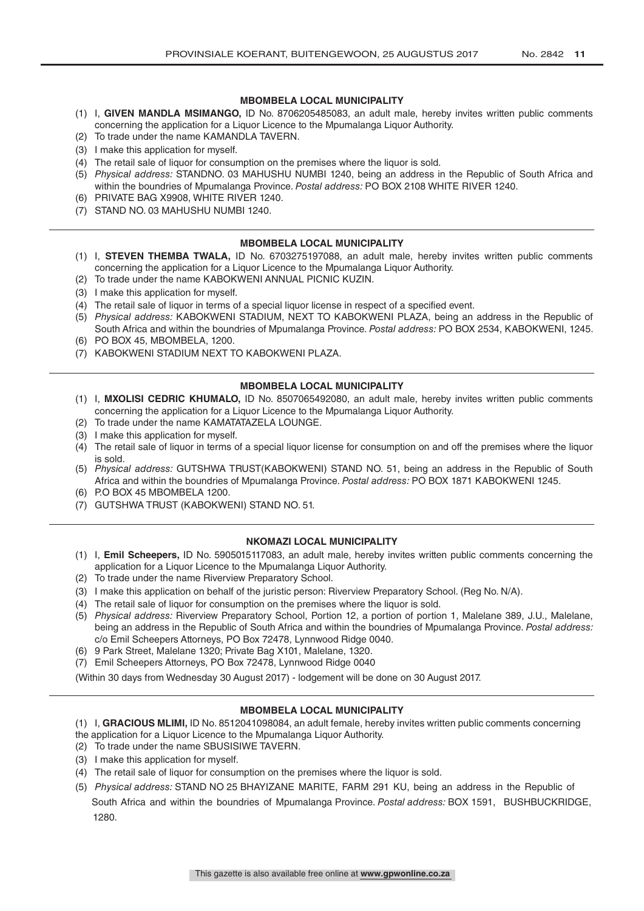### MBOMBELA LOCAL MUNICIPALITY

(1) I, **GIVEN MANDLA MSIMANGO,** ID No. 8706205485083, an adult male, hereby invites written public comments concerning the application for a Liquor Licence to the Mpumalanga Liquor Authority.
(2) To trade under the name KAMANDLA TAVERN.
(3) I make this application for myself.
(4) The retail sale of liquor for consumption on the premises where the liquor is sold.
(5) *Physical address:* STANDNO. 03 MAHUSHU NUMBI 1240, being an address in the Republic of South Africa and within the boundries of Mpumalanga Province. *Postal address:* PO BOX 2108 WHITE RIVER 1240.
(6) PRIVATE BAG X9908, WHITE RIVER 1240.
(7) STAND NO. 03 MAHUSHU NUMBI 1240.

---

### MBOMBELA LOCAL MUNICIPALITY

(1) I, **STEVEN THEMBA TWALA,** ID No. 6703275197088, an adult male, hereby invites written public comments concerning the application for a Liquor Licence to the Mpumalanga Liquor Authority.
(2) To trade under the name KABOKWENI ANNUAL PICNIC KUZIN.
(3) I make this application for myself.
(4) The retail sale of liquor in terms of a special liquor license in respect of a specified event.
(5) *Physical address:* KABOKWENI STADIUM, NEXT TO KABOKWENI PLAZA, being an address in the Republic of South Africa and within the boundries of Mpumalanga Province. *Postal address:* PO BOX 2534, KABOKWENI, 1245.
(6) PO BOX 45, MBOMBELA, 1200.
(7) KABOKWENI STADIUM NEXT TO KABOKWENI PLAZA.

---

### MBOMBELA LOCAL MUNICIPALITY

(1) I, **MXOLISI CEDRIC KHUMALO,** ID No. 8507065492080, an adult male, hereby invites written public comments concerning the application for a Liquor Licence to the Mpumalanga Liquor Authority.
(2) To trade under the name KAMATATAZELA LOUNGE.
(3) I make this application for myself.
(4) The retail sale of liquor in terms of a special liquor license for consumption on and off the premises where the liquor is sold.
(5) *Physical address:* GUTSHWA TRUST(KABOKWENI) STAND NO. 51, being an address in the Republic of South Africa and within the boundries of Mpumalanga Province. *Postal address:* PO BOX 1871 KABOKWENI 1245.
(6) P.O BOX 45 MBOMBELA 1200.
(7) GUTSHWA TRUST (KABOKWENI) STAND NO. 51.

---

### NKOMAZI LOCAL MUNICIPALITY

(1) I, **Emil Scheepers,** ID No. 5905015117083, an adult male, hereby invites written public comments concerning the application for a Liquor Licence to the Mpumalanga Liquor Authority.
(2) To trade under the name Riverview Preparatory School.
(3) I make this application on behalf of the juristic person: Riverview Preparatory School. (Reg No. N/A).
(4) The retail sale of liquor for consumption on the premises where the liquor is sold.
(5) *Physical address:* Riverview Preparatory School, Portion 12, a portion of portion 1, Malelane 389, J.U., Malelane, being an address in the Republic of South Africa and within the boundries of Mpumalanga Province. *Postal address:* c/o Emil Scheepers Attorneys, PO Box 72478, Lynnwood Ridge 0040.
(6) 9 Park Street, Malelane 1320; Private Bag X101, Malelane, 1320.
(7) Emil Scheepers Attorneys, PO Box 72478, Lynnwood Ridge 0040

(Within 30 days from Wednesday 30 August 2017) - lodgement will be done on 30 August 2017.

---

### MBOMBELA LOCAL MUNICIPALITY

(1) I, **GRACIOUS MLIMI,** ID No. 8512041098084, an adult female, hereby invites written public comments concerning the application for a Liquor Licence to the Mpumalanga Liquor Authority.
(2) To trade under the name SBUSISIWE TAVERN.
(3) I make this application for myself.
(4) The retail sale of liquor for consumption on the premises where the liquor is sold.
(5) *Physical address:* STAND NO 25 BHAYIZANE MARITE, FARM 291 KU, being an address in the Republic of South Africa and within the boundries of Mpumalanga Province. *Postal address:* BOX 1591, BUSHBUCKRIDGE, 1280.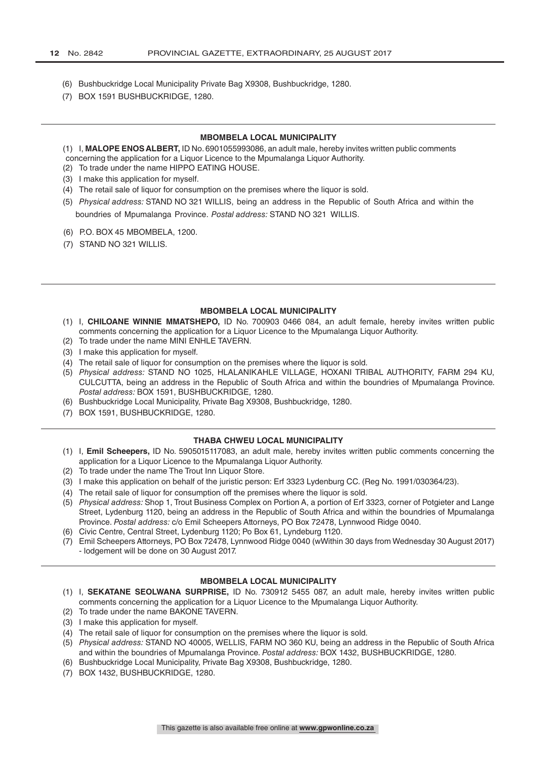(6) Bushbuckridge Local Municipality Private Bag X9308, Bushbuckridge, 1280.
(7) BOX 1591 BUSHBUCKRIDGE, 1280.

---

### MBOMBELA LOCAL MUNICIPALITY

(1) I, **MALOPE ENOS ALBERT,** ID No. 6901055993086, an adult male, hereby invites written public comments concerning the application for a Liquor Licence to the Mpumalanga Liquor Authority.
(2) To trade under the name HIPPO EATING HOUSE.
(3) I make this application for myself.
(4) The retail sale of liquor for consumption on the premises where the liquor is sold.
(5) *Physical address:* STAND NO 321 WILLIS, being an address in the Republic of South Africa and within the boundries of Mpumalanga Province. *Postal address:* STAND NO 321 WILLIS.
(6) P.O. BOX 45 MBOMBELA, 1200.
(7) STAND NO 321 WILLIS.

---

### MBOMBELA LOCAL MUNICIPALITY

(1) I, **CHILOANE WINNIE MMATSHEPO,** ID No. 700903 0466 084, an adult female, hereby invites written public comments concerning the application for a Liquor Licence to the Mpumalanga Liquor Authority.
(2) To trade under the name MINI ENHLE TAVERN.
(3) I make this application for myself.
(4) The retail sale of liquor for consumption on the premises where the liquor is sold.
(5) *Physical address:* STAND NO 1025, HLALANIKAHLE VILLAGE, HOXANI TRIBAL AUTHORITY, FARM 294 KU, CULCUTTA, being an address in the Republic of South Africa and within the boundries of Mpumalanga Province. *Postal address:* BOX 1591, BUSHBUCKRIDGE, 1280.
(6) Bushbuckridge Local Municipality, Private Bag X9308, Bushbuckridge, 1280.
(7) BOX 1591, BUSHBUCKRIDGE, 1280.

---

### THABA CHWEU LOCAL MUNICIPALITY

(1) I, **Emil Scheepers,** ID No. 5905015117083, an adult male, hereby invites written public comments concerning the application for a Liquor Licence to the Mpumalanga Liquor Authority.
(2) To trade under the name The Trout Inn Liquor Store.
(3) I make this application on behalf of the juristic person: Erf 3323 Lydenburg CC. (Reg No. 1991/030364/23).
(4) The retail sale of liquor for consumption off the premises where the liquor is sold.
(5) *Physical address:* Shop 1, Trout Business Complex on Portion A, a portion of Erf 3323, corner of Potgieter and Lange Street, Lydenburg 1120, being an address in the Republic of South Africa and within the boundries of Mpumalanga Province. *Postal address:* c/o Emil Scheepers Attorneys, PO Box 72478, Lynnwood Ridge 0040.
(6) Civic Centre, Central Street, Lydenburg 1120; Po Box 61, Lyndeburg 1120.
(7) Emil Scheepers Attorneys, PO Box 72478, Lynnwood Ridge 0040 (wWithin 30 days from Wednesday 30 August 2017) - lodgement will be done on 30 August 2017.

---

### MBOMBELA LOCAL MUNICIPALITY

(1) I, **SEKATANE SEOLWANA SURPRISE,** ID No. 730912 5455 087, an adult male, hereby invites written public comments concerning the application for a Liquor Licence to the Mpumalanga Liquor Authority.
(2) To trade under the name BAKONE TAVERN.
(3) I make this application for myself.
(4) The retail sale of liquor for consumption on the premises where the liquor is sold.
(5) *Physical address:* STAND NO 40005, WELLIS, FARM NO 360 KU, being an address in the Republic of South Africa and within the boundries of Mpumalanga Province. *Postal address:* BOX 1432, BUSHBUCKRIDGE, 1280.
(6) Bushbuckridge Local Municipality, Private Bag X9308, Bushbuckridge, 1280.
(7) BOX 1432, BUSHBUCKRIDGE, 1280.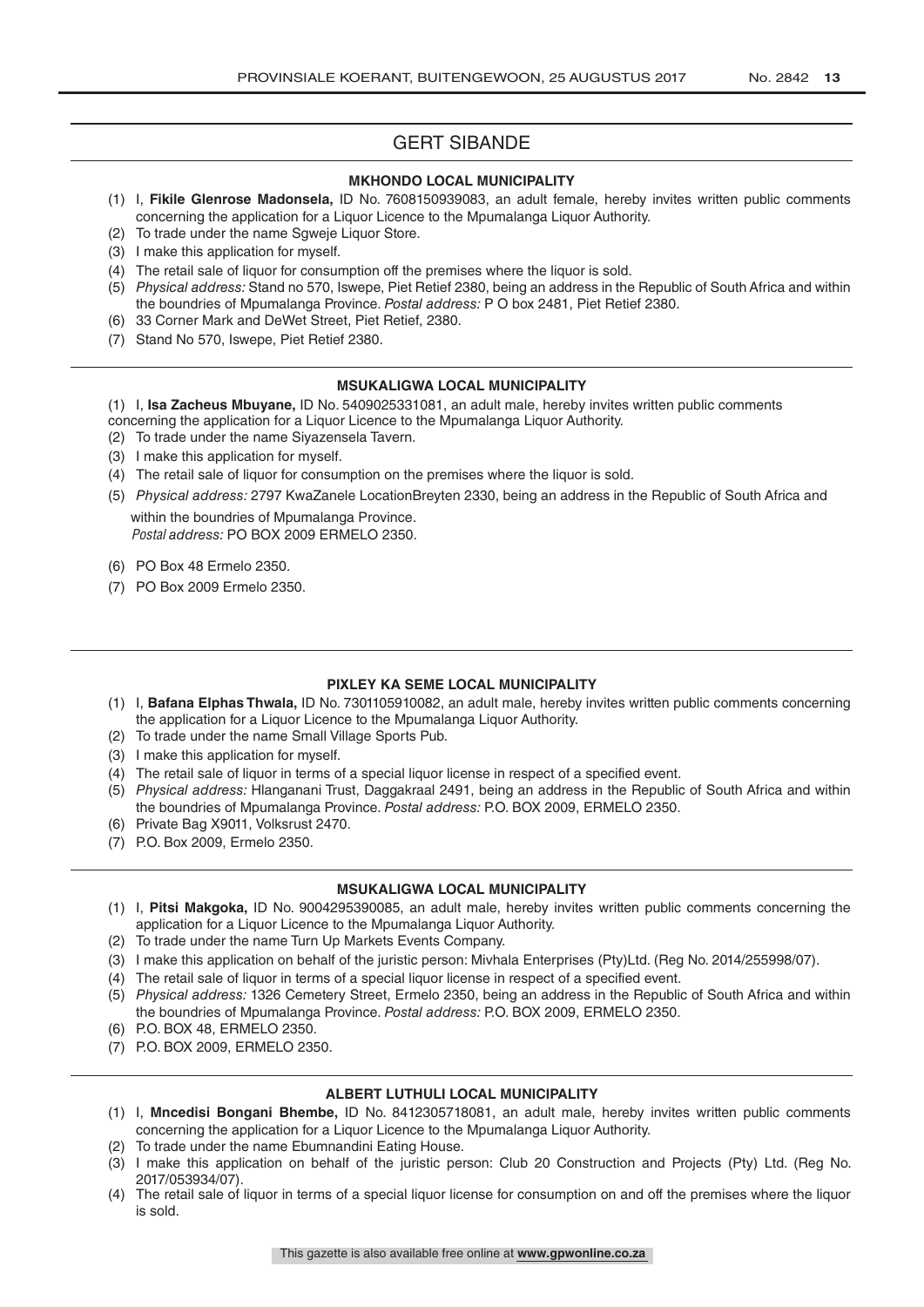## GERT SIBANDE

### MKHONDO LOCAL MUNICIPALITY

(1) I, **Fikile Glenrose Madonsela,** ID No. 7608150939083, an adult female, hereby invites written public comments concerning the application for a Liquor Licence to the Mpumalanga Liquor Authority.
(2) To trade under the name Sgweje Liquor Store.
(3) I make this application for myself.
(4) The retail sale of liquor for consumption off the premises where the liquor is sold.
(5) *Physical address:* Stand no 570, Iswepe, Piet Retief 2380, being an address in the Republic of South Africa and within the boundries of Mpumalanga Province. *Postal address:* P O box 2481, Piet Retief 2380.
(6) 33 Corner Mark and DeWet Street, Piet Retief, 2380.
(7) Stand No 570, Iswepe, Piet Retief 2380.

### MSUKALIGWA LOCAL MUNICIPALITY

(1) I, **Isa Zacheus Mbuyane,** ID No. 5409025331081, an adult male, hereby invites written public comments concerning the application for a Liquor Licence to the Mpumalanga Liquor Authority.
(2) To trade under the name Siyazensela Tavern.
(3) I make this application for myself.
(4) The retail sale of liquor for consumption on the premises where the liquor is sold.
(5) *Physical address:* 2797 KwaZanele LocationBreyten 2330, being an address in the Republic of South Africa and within the boundries of Mpumalanga Province. *Postal address:* PO BOX 2009 ERMELO 2350.
(6) PO Box 48 Ermelo 2350.
(7) PO Box 2009 Ermelo 2350.

### PIXLEY KA SEME LOCAL MUNICIPALITY

(1) I, **Bafana Elphas Thwala,** ID No. 7301105910082, an adult male, hereby invites written public comments concerning the application for a Liquor Licence to the Mpumalanga Liquor Authority.
(2) To trade under the name Small Village Sports Pub.
(3) I make this application for myself.
(4) The retail sale of liquor in terms of a special liquor license in respect of a specified event.
(5) *Physical address:* Hlanganani Trust, Daggakraal 2491, being an address in the Republic of South Africa and within the boundries of Mpumalanga Province. *Postal address:* P.O. BOX 2009, ERMELO 2350.
(6) Private Bag X9011, Volksrust 2470.
(7) P.O. Box 2009, Ermelo 2350.

### MSUKALIGWA LOCAL MUNICIPALITY

(1) I, **Pitsi Makgoka,** ID No. 9004295390085, an adult male, hereby invites written public comments concerning the application for a Liquor Licence to the Mpumalanga Liquor Authority.
(2) To trade under the name Turn Up Markets Events Company.
(3) I make this application on behalf of the juristic person: Mivhala Enterprises (Pty)Ltd. (Reg No. 2014/255998/07).
(4) The retail sale of liquor in terms of a special liquor license in respect of a specified event.
(5) *Physical address:* 1326 Cemetery Street, Ermelo 2350, being an address in the Republic of South Africa and within the boundries of Mpumalanga Province. *Postal address:* P.O. BOX 2009, ERMELO 2350.
(6) P.O. BOX 48, ERMELO 2350.
(7) P.O. BOX 2009, ERMELO 2350.

### ALBERT LUTHULI LOCAL MUNICIPALITY

(1) I, **Mncedisi Bongani Bhembe,** ID No. 8412305718081, an adult male, hereby invites written public comments concerning the application for a Liquor Licence to the Mpumalanga Liquor Authority.
(2) To trade under the name Ebumnandini Eating House.
(3) I make this application on behalf of the juristic person: Club 20 Construction and Projects (Pty) Ltd. (Reg No. 2017/053934/07).
(4) The retail sale of liquor in terms of a special liquor license for consumption on and off the premises where the liquor is sold.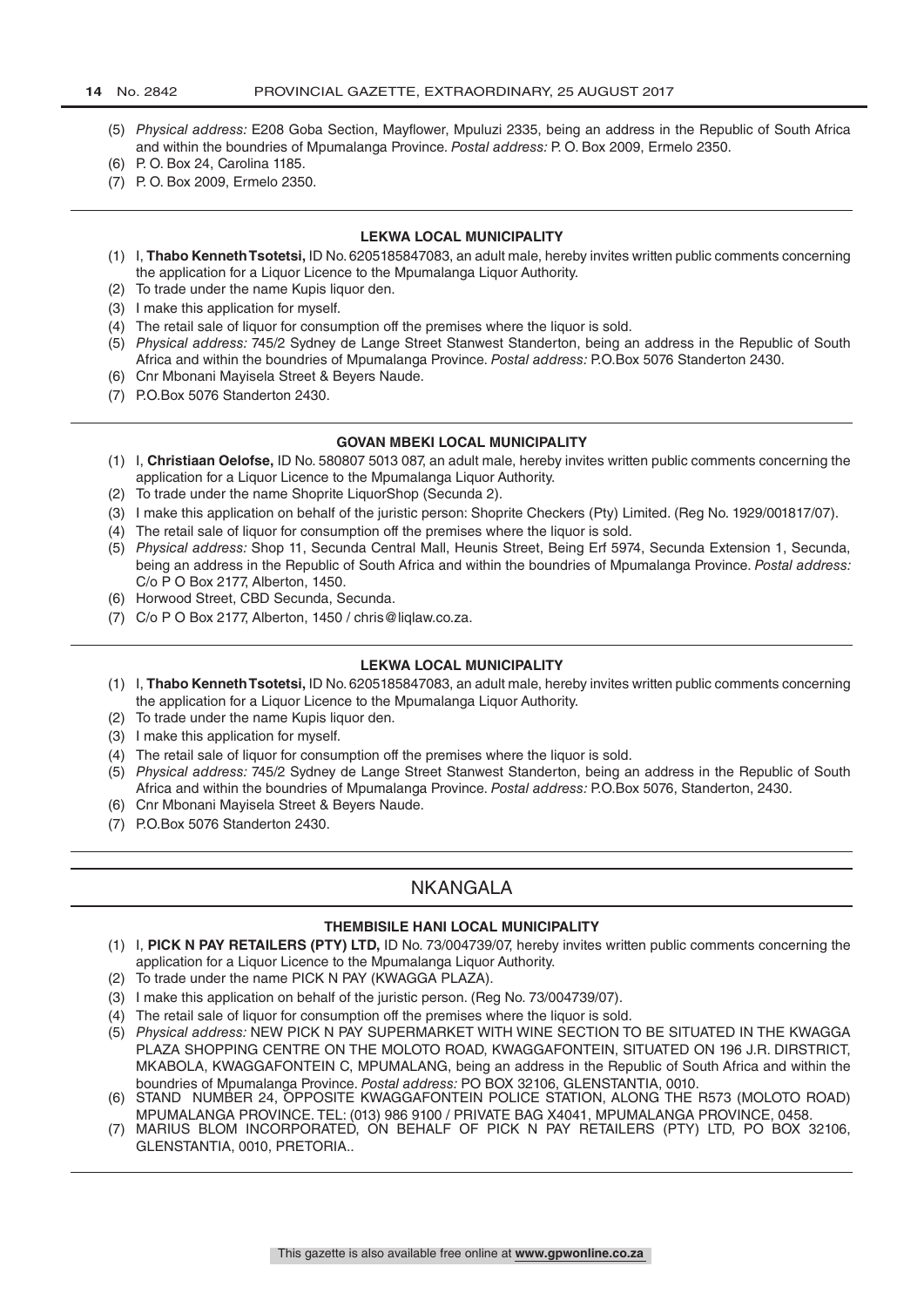(5) *Physical address:* E208 Goba Section, Mayflower, Mpuluzi 2335, being an address in the Republic of South Africa and within the boundries of Mpumalanga Province. *Postal address:* P. O. Box 2009, Ermelo 2350.
(6) P. O. Box 24, Carolina 1185.
(7) P. O. Box 2009, Ermelo 2350.

---

#### LEKWA LOCAL MUNICIPALITY

(1) I, **Thabo Kenneth Tsotetsi,** ID No. 6205185847083, an adult male, hereby invites written public comments concerning the application for a Liquor Licence to the Mpumalanga Liquor Authority.
(2) To trade under the name Kupis liquor den.
(3) I make this application for myself.
(4) The retail sale of liquor for consumption off the premises where the liquor is sold.
(5) *Physical address:* 745/2 Sydney de Lange Street Stanwest Standerton, being an address in the Republic of South Africa and within the boundries of Mpumalanga Province. *Postal address:* P.O.Box 5076 Standerton 2430.
(6) Cnr Mbonani Mayisela Street & Beyers Naude.
(7) P.O.Box 5076 Standerton 2430.

---

#### GOVAN MBEKI LOCAL MUNICIPALITY

(1) I, **Christiaan Oelofse,** ID No. 580807 5013 087, an adult male, hereby invites written public comments concerning the application for a Liquor Licence to the Mpumalanga Liquor Authority.
(2) To trade under the name Shoprite LiquorShop (Secunda 2).
(3) I make this application on behalf of the juristic person: Shoprite Checkers (Pty) Limited. (Reg No. 1929/001817/07).
(4) The retail sale of liquor for consumption off the premises where the liquor is sold.
(5) *Physical address:* Shop 11, Secunda Central Mall, Heunis Street, Being Erf 5974, Secunda Extension 1, Secunda, being an address in the Republic of South Africa and within the boundries of Mpumalanga Province. *Postal address:* C/o P O Box 2177, Alberton, 1450.
(6) Horwood Street, CBD Secunda, Secunda.
(7) C/o P O Box 2177, Alberton, 1450 / chris@liqlaw.co.za.

---

#### LEKWA LOCAL MUNICIPALITY

(1) I, **Thabo Kenneth Tsotetsi,** ID No. 6205185847083, an adult male, hereby invites written public comments concerning the application for a Liquor Licence to the Mpumalanga Liquor Authority.
(2) To trade under the name Kupis liquor den.
(3) I make this application for myself.
(4) The retail sale of liquor for consumption off the premises where the liquor is sold.
(5) *Physical address:* 745/2 Sydney de Lange Street Stanwest Standerton, being an address in the Republic of South Africa and within the boundries of Mpumalanga Province. *Postal address:* P.O.Box 5076, Standerton, 2430.
(6) Cnr Mbonani Mayisela Street & Beyers Naude.
(7) P.O.Box 5076 Standerton 2430.

---

## NKANGALA

#### THEMBISILE HANI LOCAL MUNICIPALITY

(1) I, **PICK N PAY RETAILERS (PTY) LTD,** ID No. 73/004739/07, hereby invites written public comments concerning the application for a Liquor Licence to the Mpumalanga Liquor Authority.
(2) To trade under the name PICK N PAY (KWAGGA PLAZA).
(3) I make this application on behalf of the juristic person. (Reg No. 73/004739/07).
(4) The retail sale of liquor for consumption off the premises where the liquor is sold.
(5) *Physical address:* NEW PICK N PAY SUPERMARKET WITH WINE SECTION TO BE SITUATED IN THE KWAGGA PLAZA SHOPPING CENTRE ON THE MOLOTO ROAD, KWAGGAFONTEIN, SITUATED ON 196 J.R. DIRSTRICT, MKABOLA, KWAGGAFONTEIN C, MPUMALANG, being an address in the Republic of South Africa and within the boundries of Mpumalanga Province. *Postal address:* PO BOX 32106, GLENSTANTIA, 0010.
(6) STAND NUMBER 24, OPPOSITE KWAGGAFONTEIN POLICE STATION, ALONG THE R573 (MOLOTO ROAD) MPUMALANGA PROVINCE. TEL: (013) 986 9100 / PRIVATE BAG X4041, MPUMALANGA PROVINCE, 0458.
(7) MARIUS BLOM INCORPORATED, ON BEHALF OF PICK N PAY RETAILERS (PTY) LTD, PO BOX 32106, GLENSTANTIA, 0010, PRETORIA..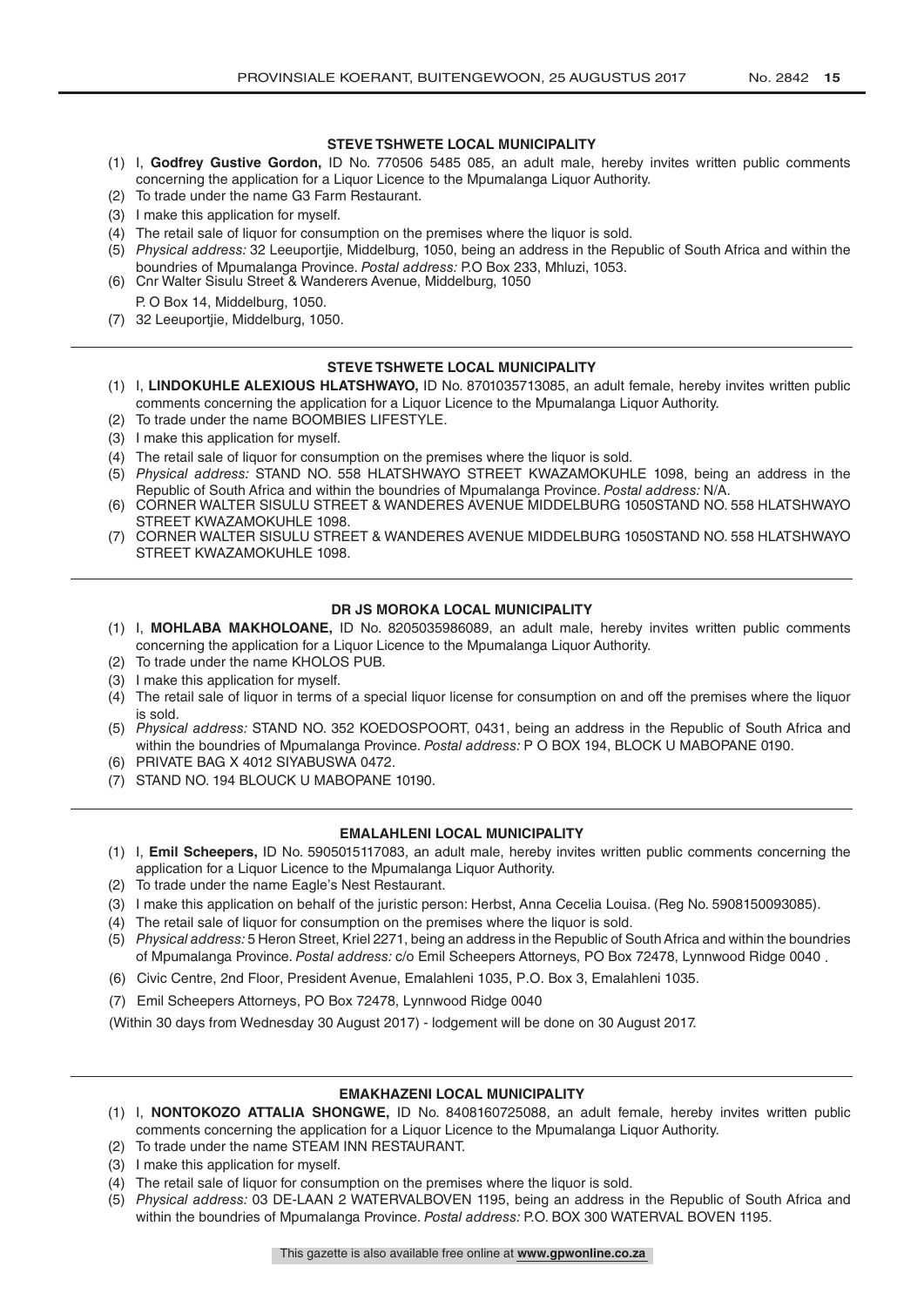### STEVE TSHWETE LOCAL MUNICIPALITY

(1) I, **Godfrey Gustive Gordon,** ID No. 770506 5485 085, an adult male, hereby invites written public comments concerning the application for a Liquor Licence to the Mpumalanga Liquor Authority.
(2) To trade under the name G3 Farm Restaurant.
(3) I make this application for myself.
(4) The retail sale of liquor for consumption on the premises where the liquor is sold.
(5) *Physical address:* 32 Leeuportjie, Middelburg, 1050, being an address in the Republic of South Africa and within the boundries of Mpumalanga Province. *Postal address:* P.O Box 233, Mhluzi, 1053.
(6) Cnr Walter Sisulu Street & Wanderers Avenue, Middelburg, 1050
P. O Box 14, Middelburg, 1050.
(7) 32 Leeuportjie, Middelburg, 1050.

---

### STEVE TSHWETE LOCAL MUNICIPALITY

(1) I, **LINDOKUHLE ALEXIOUS HLATSHWAYO,** ID No. 8701035713085, an adult female, hereby invites written public comments concerning the application for a Liquor Licence to the Mpumalanga Liquor Authority.
(2) To trade under the name BOOMBIES LIFESTYLE.
(3) I make this application for myself.
(4) The retail sale of liquor for consumption on the premises where the liquor is sold.
(5) *Physical address:* STAND NO. 558 HLATSHWAYO STREET KWAZAMOKUHLE 1098, being an address in the Republic of South Africa and within the boundries of Mpumalanga Province. *Postal address:* N/A.
(6) CORNER WALTER SISULU STREET & WANDERES AVENUE MIDDELBURG 1050STAND NO. 558 HLATSHWAYO STREET KWAZAMOKUHLE 1098.
(7) CORNER WALTER SISULU STREET & WANDERES AVENUE MIDDELBURG 1050STAND NO. 558 HLATSHWAYO STREET KWAZAMOKUHLE 1098.

---

### DR JS MOROKA LOCAL MUNICIPALITY

(1) I, **MOHLABA MAKHOLOANE,** ID No. 8205035986089, an adult male, hereby invites written public comments concerning the application for a Liquor Licence to the Mpumalanga Liquor Authority.
(2) To trade under the name KHOLOS PUB.
(3) I make this application for myself.
(4) The retail sale of liquor in terms of a special liquor license for consumption on and off the premises where the liquor is sold.
(5) *Physical address:* STAND NO. 352 KOEDOSPOORT, 0431, being an address in the Republic of South Africa and within the boundries of Mpumalanga Province. *Postal address:* P O BOX 194, BLOCK U MABOPANE 0190.
(6) PRIVATE BAG X 4012 SIYABUSWA 0472.
(7) STAND NO. 194 BLOUCK U MABOPANE 10190.

---

### EMALAHLENI LOCAL MUNICIPALITY

(1) I, **Emil Scheepers,** ID No. 5905015117083, an adult male, hereby invites written public comments concerning the application for a Liquor Licence to the Mpumalanga Liquor Authority.
(2) To trade under the name Eagle's Nest Restaurant.
(3) I make this application on behalf of the juristic person: Herbst, Anna Cecelia Louisa. (Reg No. 5908150093085).
(4) The retail sale of liquor for consumption on the premises where the liquor is sold.
(5) *Physical address:* 5 Heron Street, Kriel 2271, being an address in the Republic of South Africa and within the boundries of Mpumalanga Province. *Postal address:* c/o Emil Scheepers Attorneys, PO Box 72478, Lynnwood Ridge 0040 .
(6) Civic Centre, 2nd Floor, President Avenue, Emalahleni 1035, P.O. Box 3, Emalahleni 1035.
(7) Emil Scheepers Attorneys, PO Box 72478, Lynnwood Ridge 0040

(Within 30 days from Wednesday 30 August 2017) - lodgement will be done on 30 August 2017.

---

### EMAKHAZENI LOCAL MUNICIPALITY

(1) I, **NONTOKOZO ATTALIA SHONGWE,** ID No. 8408160725088, an adult female, hereby invites written public comments concerning the application for a Liquor Licence to the Mpumalanga Liquor Authority.
(2) To trade under the name STEAM INN RESTAURANT.
(3) I make this application for myself.
(4) The retail sale of liquor for consumption on the premises where the liquor is sold.
(5) *Physical address:* 03 DE-LAAN 2 WATERVALBOVEN 1195, being an address in the Republic of South Africa and within the boundries of Mpumalanga Province. *Postal address:* P.O. BOX 300 WATERVAL BOVEN 1195.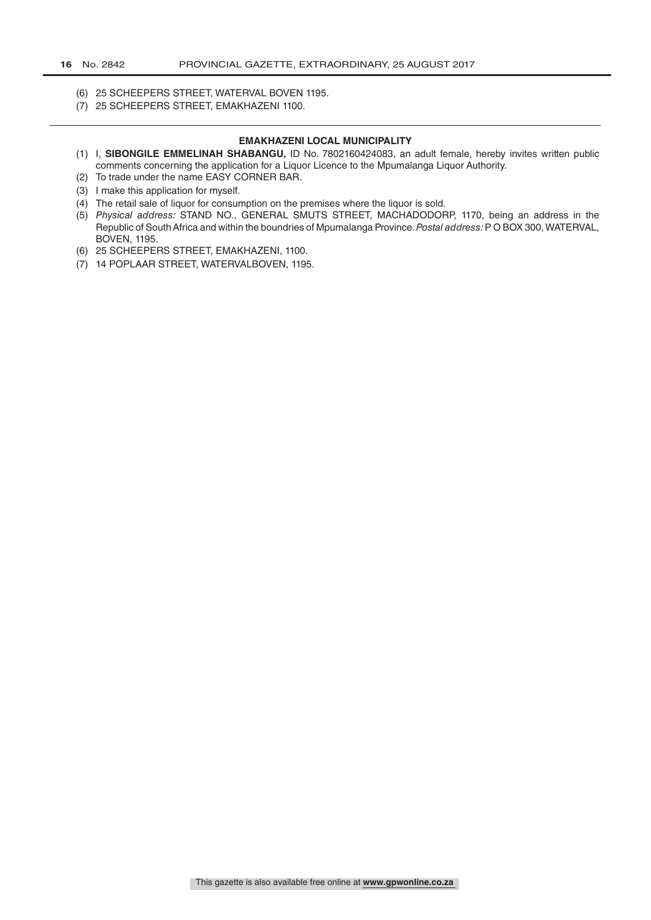(6) 25 SCHEEPERS STREET, WATERVAL BOVEN 1195.
(7) 25 SCHEEPERS STREET, EMAKHAZENI 1100.

---

**EMAKHAZENI LOCAL MUNICIPALITY**

(1) I, **SIBONGILE EMMELINAH SHABANGU,** ID No. 7802160424083, an adult female, hereby invites written public comments concerning the application for a Liquor Licence to the Mpumalanga Liquor Authority.
(2) To trade under the name EASY CORNER BAR.
(3) I make this application for myself.
(4) The retail sale of liquor for consumption on the premises where the liquor is sold.
(5) *Physical address:* STAND NO., GENERAL SMUTS STREET, MACHADODORP, 1170, being an address in the Republic of South Africa and within the boundries of Mpumalanga Province. *Postal address:* P O BOX 300, WATERVAL, BOVEN, 1195.
(6) 25 SCHEEPERS STREET, EMAKHAZENI, 1100.
(7) 14 POPLAAR STREET, WATERVALBOVEN, 1195.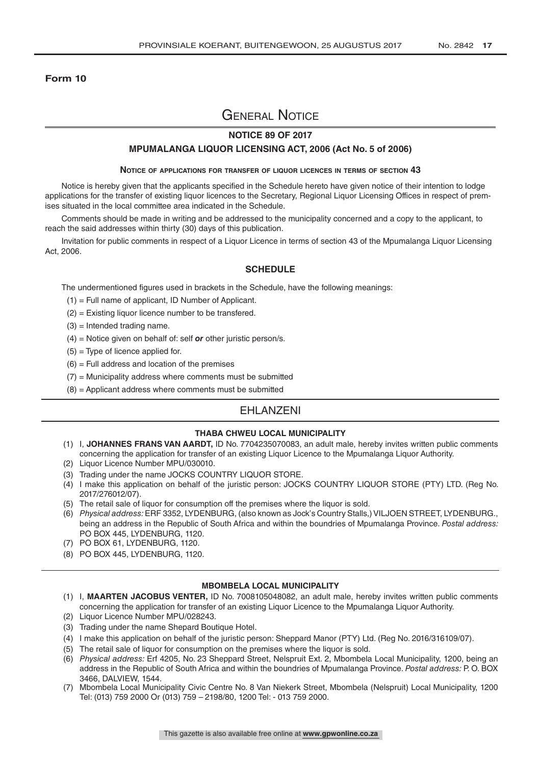**Form 10**

# General Notice

## NOTICE 89 OF 2017

## MPUMALANGA LIQUOR LICENSING ACT, 2006 (Act No. 5 of 2006)

### Notice of applications for transfer of liquor licences in terms of section 43

Notice is hereby given that the applicants specified in the Schedule hereto have given notice of their intention to lodge applications for the transfer of existing liquor licences to the Secretary, Regional Liquor Licensing Offices in respect of premises situated in the local committee area indicated in the Schedule.

Comments should be made in writing and be addressed to the municipality concerned and a copy to the applicant, to reach the said addresses within thirty (30) days of this publication.

Invitation for public comments in respect of a Liquor Licence in terms of section 43 of the Mpumalanga Liquor Licensing Act, 2006.

### SCHEDULE

The undermentioned figures used in brackets in the Schedule, have the following meanings:

(1) = Full name of applicant, ID Number of Applicant.

(2) = Existing liquor licence number to be transfered.

(3) = Intended trading name.

(4) = Notice given on behalf of: self ***or*** other juristic person/s.

(5) = Type of licence applied for.

(6) = Full address and location of the premises

(7) = Municipality address where comments must be submitted

(8) = Applicant address where comments must be submitted

## EHLANZENI

### THABA CHWEU LOCAL MUNICIPALITY

(1) I, **JOHANNES FRANS VAN AARDT,** ID No. 7704235070083, an adult male, hereby invites written public comments concerning the application for transfer of an existing Liquor Licence to the Mpumalanga Liquor Authority.
(2) Liquor Licence Number MPU/030010.
(3) Trading under the name JOCKS COUNTRY LIQUOR STORE.
(4) I make this application on behalf of the juristic person: JOCKS COUNTRY LIQUOR STORE (PTY) LTD. (Reg No. 2017/276012/07).
(5) The retail sale of liquor for consumption off the premises where the liquor is sold.
(6) *Physical address:* ERF 3352, LYDENBURG, (also known as Jock's Country Stalls,) VILJOEN STREET, LYDENBURG., being an address in the Republic of South Africa and within the boundries of Mpumalanga Province. *Postal address:* PO BOX 445, LYDENBURG, 1120.
(7) PO BOX 61, LYDENBURG, 1120.
(8) PO BOX 445, LYDENBURG, 1120.

### MBOMBELA LOCAL MUNICIPALITY

(1) I, **MAARTEN JACOBUS VENTER,** ID No. 7008105048082, an adult male, hereby invites written public comments concerning the application for transfer of an existing Liquor Licence to the Mpumalanga Liquor Authority.
(2) Liquor Licence Number MPU/028243.
(3) Trading under the name Shepard Boutique Hotel.
(4) I make this application on behalf of the juristic person: Sheppard Manor (PTY) Ltd. (Reg No. 2016/316109/07).
(5) The retail sale of liquor for consumption on the premises where the liquor is sold.
(6) *Physical address:* Erf 4205, No. 23 Sheppard Street, Nelspruit Ext. 2, Mbombela Local Municipality, 1200, being an address in the Republic of South Africa and within the boundries of Mpumalanga Province. *Postal address:* P. O. BOX 3466, DALVIEW, 1544.
(7) Mbombela Local Municipality Civic Centre No. 8 Van Niekerk Street, Mbombela (Nelspruit) Local Municipality, 1200 Tel: (013) 759 2000 Or (013) 759 – 2198/80, 1200 Tel: - 013 759 2000.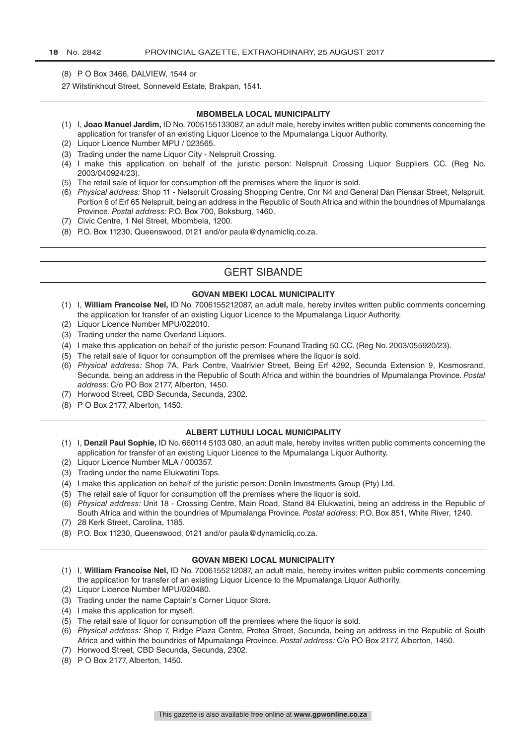(8) P O Box 3466, DALVIEW, 1544 or

27 Witstinkhout Street, Sonneveld Estate, Brakpan, 1541.

---

### MBOMBELA LOCAL MUNICIPALITY

(1) I, **Joao Manuel Jardim,** ID No. 7005155133087, an adult male, hereby invites written public comments concerning the application for transfer of an existing Liquor Licence to the Mpumalanga Liquor Authority.
(2) Liquor Licence Number MPU / 023565.
(3) Trading under the name Liquor City - Nelspruit Crossing.
(4) I make this application on behalf of the juristic person: Nelspruit Crossing Liquor Suppliers CC. (Reg No. 2003/040924/23).
(5) The retail sale of liquor for consumption off the premises where the liquor is sold.
(6) *Physical address:* Shop 11 - Nelspruit Crossing Shopping Centre, Cnr N4 and General Dan Pienaar Street, Nelspruit, Portion 6 of Erf 65 Nelspruit, being an address in the Republic of South Africa and within the boundries of Mpumalanga Province. *Postal address:* P.O. Box 700, Boksburg, 1460.
(7) Civic Centre, 1 Nel Street, Mbombela, 1200.
(8) P.O. Box 11230, Queenswood, 0121 and/or paula@dynamicliq.co.za.

---

## GERT SIBANDE

### GOVAN MBEKI LOCAL MUNICIPALITY

(1) I, **William Francoise Nel,** ID No. 7006155212087, an adult male, hereby invites written public comments concerning the application for transfer of an existing Liquor Licence to the Mpumalanga Liquor Authority.
(2) Liquor Licence Number MPU/022010.
(3) Trading under the name Overland Liquors.
(4) I make this application on behalf of the juristic person: Founand Trading 50 CC. (Reg No. 2003/055920/23).
(5) The retail sale of liquor for consumption off the premises where the liquor is sold.
(6) *Physical address:* Shop 7A, Park Centre, Vaalrivier Street, Being Erf 4292, Secunda Extension 9, Kosmosrand, Secunda, being an address in the Republic of South Africa and within the boundries of Mpumalanga Province. *Postal address:* C/o PO Box 2177, Alberton, 1450.
(7) Horwood Street, CBD Secunda, Secunda, 2302.
(8) P O Box 2177, Alberton, 1450.

---

### ALBERT LUTHULI LOCAL MUNICIPALITY

(1) I, **Denzil Paul Sophie,** ID No. 660114 5103 080, an adult male, hereby invites written public comments concerning the application for transfer of an existing Liquor Licence to the Mpumalanga Liquor Authority.
(2) Liquor Licence Number MLA / 000357.
(3) Trading under the name Elukwatini Tops.
(4) I make this application on behalf of the juristic person: Denlin Investments Group (Pty) Ltd.
(5) The retail sale of liquor for consumption off the premises where the liquor is sold.
(6) *Physical address:* Unit 18 - Crossing Centre, Main Road, Stand 84 Elukwatini, being an address in the Republic of South Africa and within the boundries of Mpumalanga Province. *Postal address:* P.O. Box 851, White River, 1240.
(7) 28 Kerk Street, Carolina, 1185.
(8) P.O. Box 11230, Queenswood, 0121 and/or paula@dynamicliq.co.za.

---

### GOVAN MBEKI LOCAL MUNICIPALITY

(1) I, **William Francoise Nel,** ID No. 7006155212087, an adult male, hereby invites written public comments concerning the application for transfer of an existing Liquor Licence to the Mpumalanga Liquor Authority.
(2) Liquor Licence Number MPU/020480.
(3) Trading under the name Captain's Corner Liquor Store.
(4) I make this application for myself.
(5) The retail sale of liquor for consumption off the premises where the liquor is sold.
(6) *Physical address:* Shop 7, Ridge Plaza Centre, Protea Street, Secunda, being an address in the Republic of South Africa and within the boundries of Mpumalanga Province. *Postal address:* C/o PO Box 2177, Alberton, 1450.
(7) Horwood Street, CBD Secunda, Secunda, 2302.
(8) P O Box 2177, Alberton, 1450.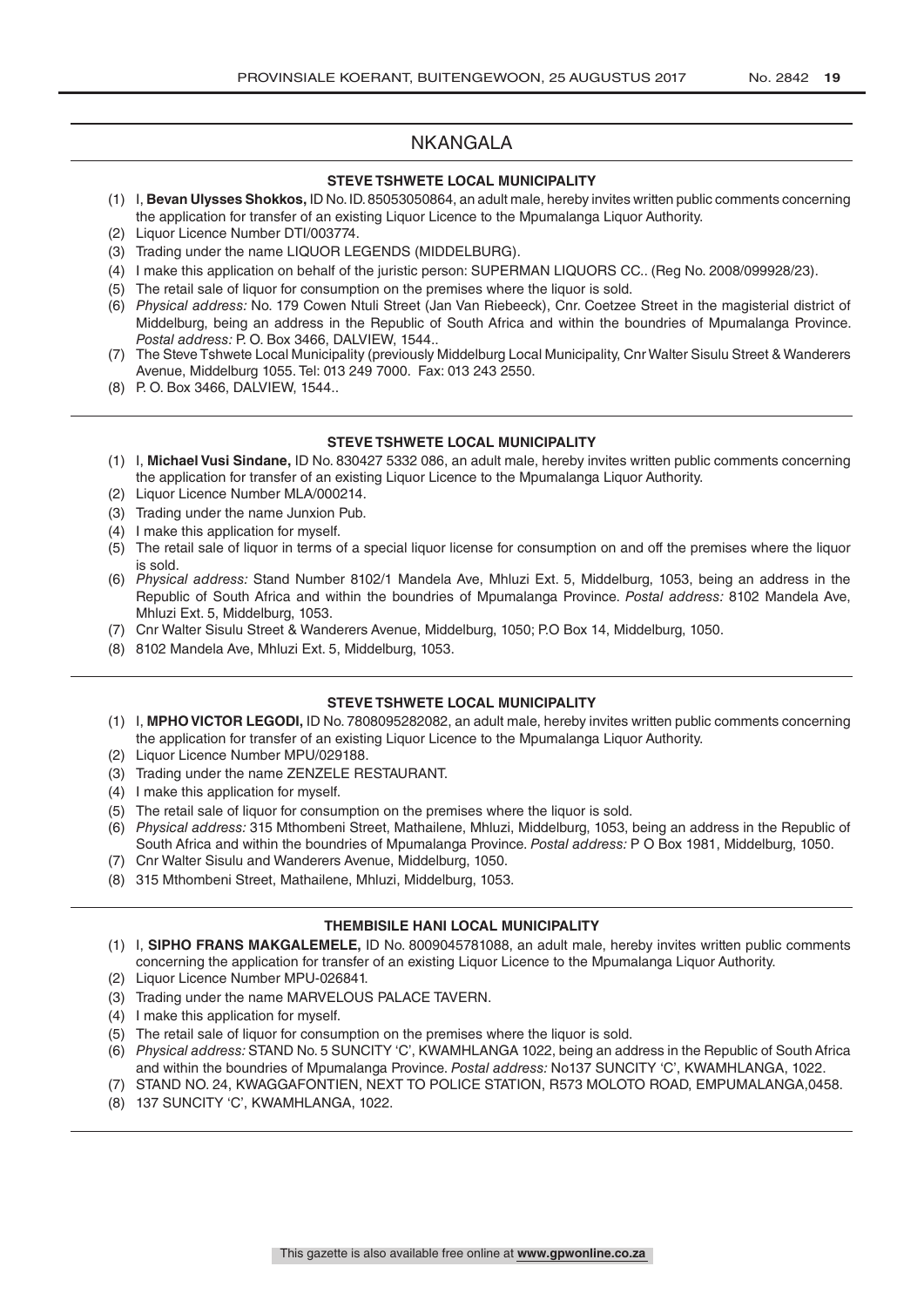# NKANGALA

### STEVE TSHWETE LOCAL MUNICIPALITY

(1) I, **Bevan Ulysses Shokkos,** ID No. ID. 85053050864, an adult male, hereby invites written public comments concerning the application for transfer of an existing Liquor Licence to the Mpumalanga Liquor Authority.
(2) Liquor Licence Number DTI/003774.
(3) Trading under the name LIQUOR LEGENDS (MIDDELBURG).
(4) I make this application on behalf of the juristic person: SUPERMAN LIQUORS CC.. (Reg No. 2008/099928/23).
(5) The retail sale of liquor for consumption on the premises where the liquor is sold.
(6) *Physical address:* No. 179 Cowen Ntuli Street (Jan Van Riebeeck), Cnr. Coetzee Street in the magisterial district of Middelburg, being an address in the Republic of South Africa and within the boundries of Mpumalanga Province. *Postal address:* P. O. Box 3466, DALVIEW, 1544..
(7) The Steve Tshwete Local Municipality (previously Middelburg Local Municipality, Cnr Walter Sisulu Street & Wanderers Avenue, Middelburg 1055. Tel: 013 249 7000. Fax: 013 243 2550.
(8) P. O. Box 3466, DALVIEW, 1544..

### STEVE TSHWETE LOCAL MUNICIPALITY

(1) I, **Michael Vusi Sindane,** ID No. 830427 5332 086, an adult male, hereby invites written public comments concerning the application for transfer of an existing Liquor Licence to the Mpumalanga Liquor Authority.
(2) Liquor Licence Number MLA/000214.
(3) Trading under the name Junxion Pub.
(4) I make this application for myself.
(5) The retail sale of liquor in terms of a special liquor license for consumption on and off the premises where the liquor is sold.
(6) *Physical address:* Stand Number 8102/1 Mandela Ave, Mhluzi Ext. 5, Middelburg, 1053, being an address in the Republic of South Africa and within the boundries of Mpumalanga Province. *Postal address:* 8102 Mandela Ave, Mhluzi Ext. 5, Middelburg, 1053.
(7) Cnr Walter Sisulu Street & Wanderers Avenue, Middelburg, 1050; P.O Box 14, Middelburg, 1050.
(8) 8102 Mandela Ave, Mhluzi Ext. 5, Middelburg, 1053.

### STEVE TSHWETE LOCAL MUNICIPALITY

(1) I, **MPHO VICTOR LEGODI,** ID No. 7808095282082, an adult male, hereby invites written public comments concerning the application for transfer of an existing Liquor Licence to the Mpumalanga Liquor Authority.
(2) Liquor Licence Number MPU/029188.
(3) Trading under the name ZENZELE RESTAURANT.
(4) I make this application for myself.
(5) The retail sale of liquor for consumption on the premises where the liquor is sold.
(6) *Physical address:* 315 Mthombeni Street, Mathailene, Mhluzi, Middelburg, 1053, being an address in the Republic of South Africa and within the boundries of Mpumalanga Province. *Postal address:* P O Box 1981, Middelburg, 1050.
(7) Cnr Walter Sisulu and Wanderers Avenue, Middelburg, 1050.
(8) 315 Mthombeni Street, Mathailene, Mhluzi, Middelburg, 1053.

### THEMBISILE HANI LOCAL MUNICIPALITY

(1) I, **SIPHO FRANS MAKGALEMELE,** ID No. 8009045781088, an adult male, hereby invites written public comments concerning the application for transfer of an existing Liquor Licence to the Mpumalanga Liquor Authority.
(2) Liquor Licence Number MPU-026841.
(3) Trading under the name MARVELOUS PALACE TAVERN.
(4) I make this application for myself.
(5) The retail sale of liquor for consumption on the premises where the liquor is sold.
(6) *Physical address:* STAND No. 5 SUNCITY 'C', KWAMHLANGA 1022, being an address in the Republic of South Africa and within the boundries of Mpumalanga Province. *Postal address:* No137 SUNCITY 'C', KWAMHLANGA, 1022.
(7) STAND NO. 24, KWAGGAFONTIEN, NEXT TO POLICE STATION, R573 MOLOTO ROAD, EMPUMALANGA,0458.
(8) 137 SUNCITY 'C', KWAMHLANGA, 1022.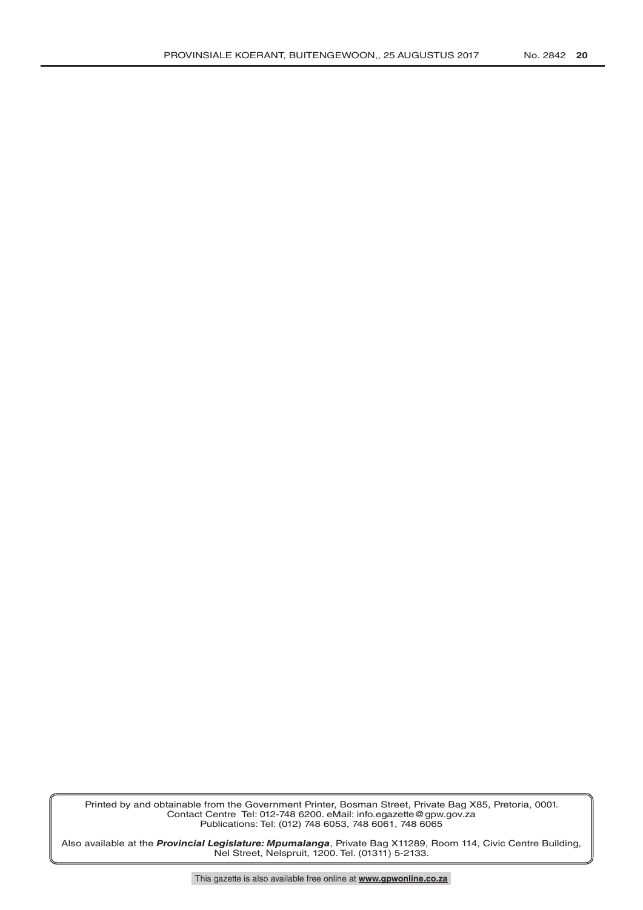Printed by and obtainable from the Government Printer, Bosman Street, Private Bag X85, Pretoria, 0001.
Contact Centre Tel: 012-748 6200. eMail: info.egazette@gpw.gov.za
Publications: Tel: (012) 748 6053, 748 6061, 748 6065

Also available at the ***Provincial Legislature: Mpumalanga***, Private Bag X11289, Room 114, Civic Centre Building, Nel Street, Nelspruit, 1200. Tel. (01311) 5-2133.

This gazette is also available free online at **www.gpwonline.co.za**